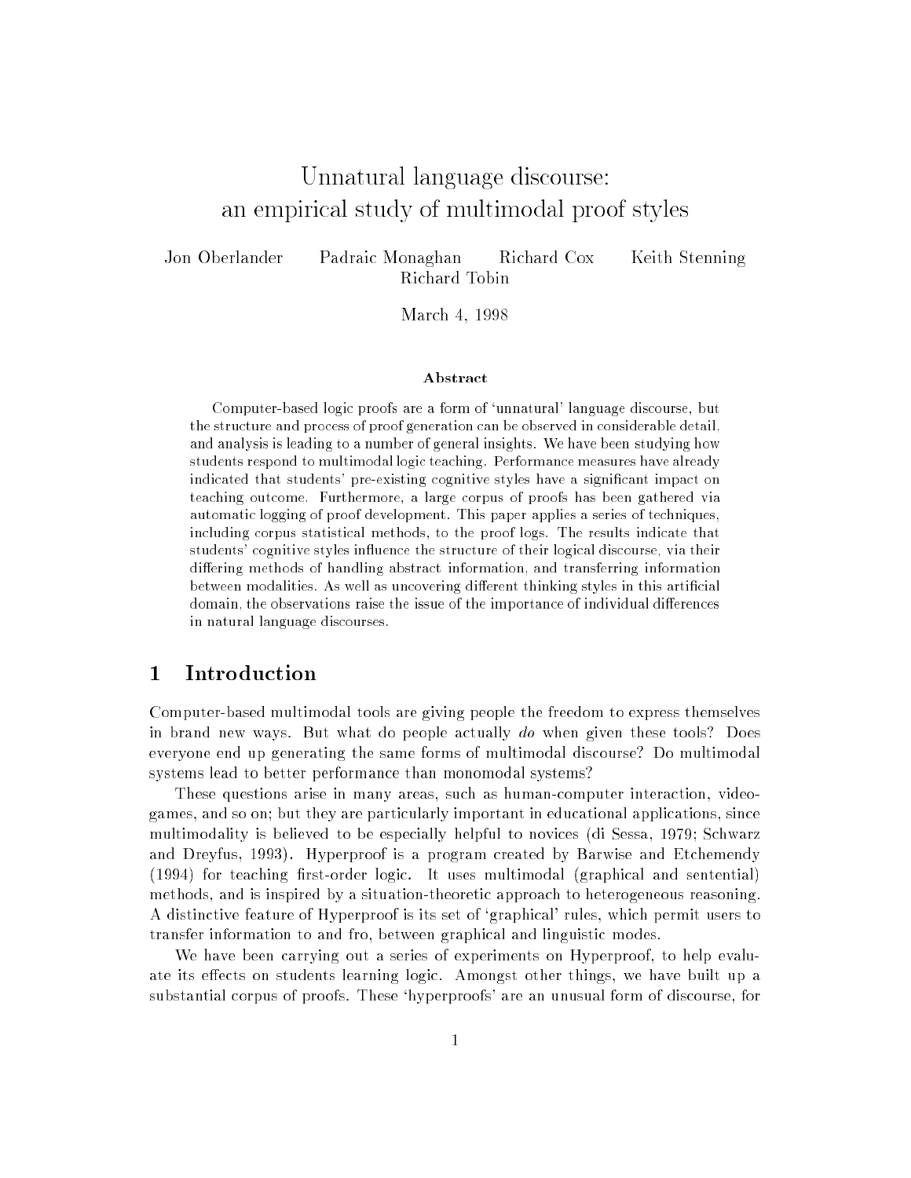# Unnatural language discourse: an empirical study of multimodal proof styles

Jon Oberlander Padraic Monaghan Richard Cox Keith Stenning Richard Tobin

March 4, 1998

**Abstract**

Computer-based logic proofs are a form of 'unnatural' language discourse, but the structure and process of proof generation can be observed in considerable detail, and analysis is leading to a number of general insights. We have been studying how students respond to multimodal logic teaching. Performance measures have already indicated that students' pre-existing cognitive styles have a significant impact on teaching outcome. Furthermore, a large corpus of proofs has been gathered via automatic logging of proof development. This paper applies a series of techniques, including corpus statistical methods, to the proof logs. The results indicate that students' cognitive styles influence the structure of their logical discourse, via their differing methods of handling abstract information, and transferring information between modalities. As well as uncovering different thinking styles in this artificial domain, the observations raise the issue of the importance of individual differences in natural language discourses.

## 1 Introduction

Computer-based multimodal tools are giving people the freedom to express themselves in brand new ways. But what do people actually *do* when given these tools? Does everyone end up generating the same forms of multimodal discourse? Do multimodal systems lead to better performance than monomodal systems?

These questions arise in many areas, such as human-computer interaction, videogames, and so on; but they are particularly important in educational applications, since multimodality is believed to be especially helpful to novices (di Sessa, 1979; Schwarz and Dreyfus, 1993). Hyperproof is a program created by Barwise and Etchemendy (1994) for teaching first-order logic. It uses multimodal (graphical and sentential) methods, and is inspired by a situation-theoretic approach to heterogeneous reasoning. A distinctive feature of Hyperproof is its set of 'graphical' rules, which permit users to transfer information to and fro, between graphical and linguistic modes.

We have been carrying out a series of experiments on Hyperproof, to help evaluate its effects on students learning logic. Amongst other things, we have built up a substantial corpus of proofs. These 'hyperproofs' are an unusual form of discourse, for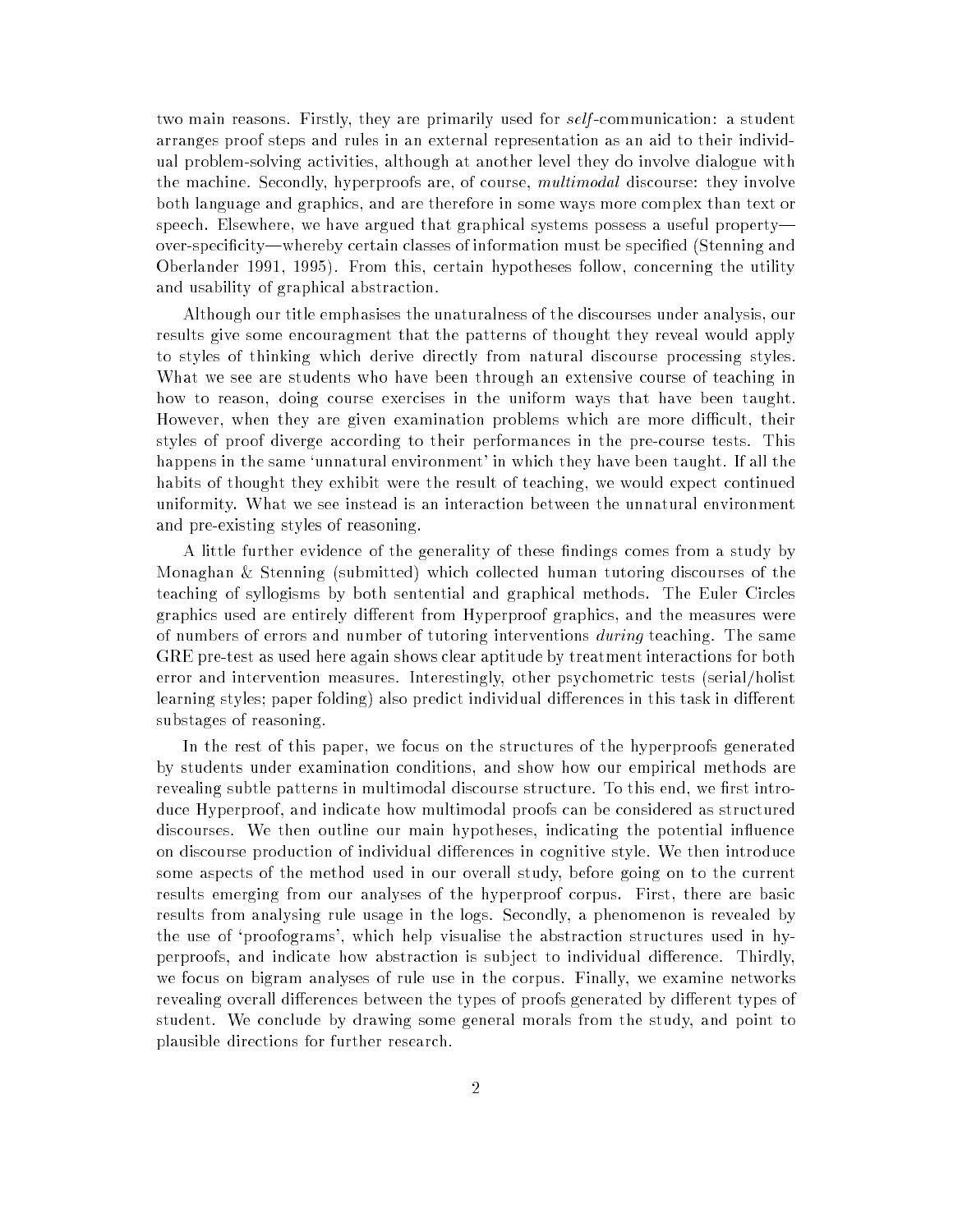two main reasons. Firstly, they are primarily used for *self*-communication: a student arranges proof steps and rules in an external representation as an aid to their individual problem-solving activities, although at another level they do involve dialogue with the machine. Secondly, hyperproofs are, of course, *multimodal* discourse: they involve both language and graphics, and are therefore in some ways more complex than text or speech. Elsewhere, we have argued that graphical systems possess a useful property—over-specificity—whereby certain classes of information must be specified (Stenning and Oberlander 1991, 1995). From this, certain hypotheses follow, concerning the utility and usability of graphical abstraction.

Although our title emphasises the unaturalness of the discourses under analysis, our results give some encouragment that the patterns of thought they reveal would apply to styles of thinking which derive directly from natural discourse processing styles. What we see are students who have been through an extensive course of teaching in how to reason, doing course exercises in the uniform ways that have been taught. However, when they are given examination problems which are more difficult, their styles of proof diverge according to their performances in the pre-course tests. This happens in the same 'unnatural environment' in which they have been taught. If all the habits of thought they exhibit were the result of teaching, we would expect continued uniformity. What we see instead is an interaction between the unnatural environment and pre-existing styles of reasoning.

A little further evidence of the generality of these findings comes from a study by Monaghan & Stenning (submitted) which collected human tutoring discourses of the teaching of syllogisms by both sentential and graphical methods. The Euler Circles graphics used are entirely different from Hyperproof graphics, and the measures were of numbers of errors and number of tutoring interventions *during* teaching. The same GRE pre-test as used here again shows clear aptitude by treatment interactions for both error and intervention measures. Interestingly, other psychometric tests (serial/holist learning styles; paper folding) also predict individual differences in this task in different substages of reasoning.

In the rest of this paper, we focus on the structures of the hyperproofs generated by students under examination conditions, and show how our empirical methods are revealing subtle patterns in multimodal discourse structure. To this end, we first introduce Hyperproof, and indicate how multimodal proofs can be considered as structured discourses. We then outline our main hypotheses, indicating the potential influence on discourse production of individual differences in cognitive style. We then introduce some aspects of the method used in our overall study, before going on to the current results emerging from our analyses of the hyperproof corpus. First, there are basic results from analysing rule usage in the logs. Secondly, a phenomenon is revealed by the use of 'proofograms', which help visualise the abstraction structures used in hyperproofs, and indicate how abstraction is subject to individual difference. Thirdly, we focus on bigram analyses of rule use in the corpus. Finally, we examine networks revealing overall differences between the types of proofs generated by different types of student. We conclude by drawing some general morals from the study, and point to plausible directions for further research.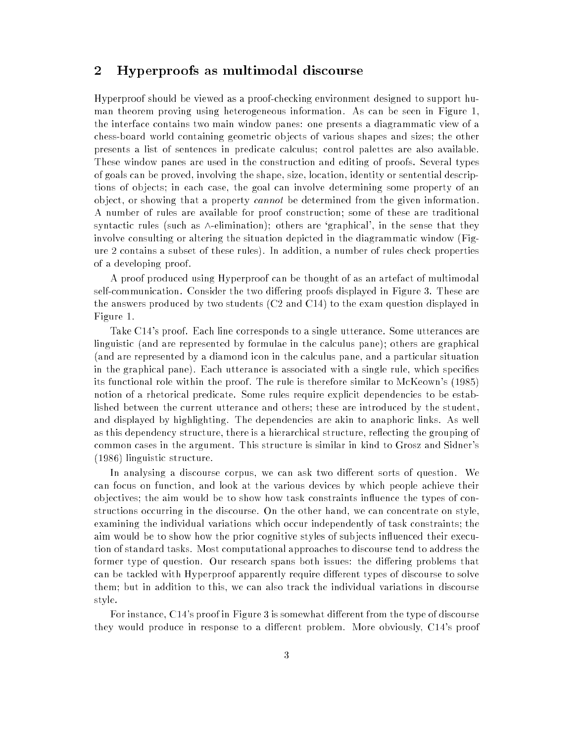## 2 Hyperproofs as multimodal discourse

Hyperproof should be viewed as a proof-checking environment designed to support human theorem proving using heterogeneous information. As can be seen in Figure 1, the interface contains two main window panes: one presents a diagrammatic view of a chess-board world containing geometric objects of various shapes and sizes; the other presents a list of sentences in predicate calculus; control palettes are also available. These window panes are used in the construction and editing of proofs. Several types of goals can be proved, involving the shape, size, location, identity or sentential descriptions of objects; in each case, the goal can involve determining some property of an object, or showing that a property *cannot* be determined from the given information. A number of rules are available for proof construction; some of these are traditional syntactic rules (such as $\wedge$-elimination); others are 'graphical', in the sense that they involve consulting or altering the situation depicted in the diagrammatic window (Figure 2 contains a subset of these rules). In addition, a number of rules check properties of a developing proof.

A proof produced using Hyperproof can be thought of as an artefact of multimodal self-communication. Consider the two differing proofs displayed in Figure 3. These are the answers produced by two students (C2 and C14) to the exam question displayed in Figure 1.

Take C14's proof. Each line corresponds to a single utterance. Some utterances are linguistic (and are represented by formulae in the calculus pane); others are graphical (and are represented by a diamond icon in the calculus pane, and a particular situation in the graphical pane). Each utterance is associated with a single rule, which specifies its functional role within the proof. The rule is therefore similar to McKeown's (1985) notion of a rhetorical predicate. Some rules require explicit dependencies to be established between the current utterance and others; these are introduced by the student, and displayed by highlighting. The dependencies are akin to anaphoric links. As well as this dependency structure, there is a hierarchical structure, reflecting the grouping of common cases in the argument. This structure is similar in kind to Grosz and Sidner's (1986) linguistic structure.

In analysing a discourse corpus, we can ask two different sorts of question. We can focus on function, and look at the various devices by which people achieve their objectives; the aim would be to show how task constraints influence the types of constructions occurring in the discourse. On the other hand, we can concentrate on style, examining the individual variations which occur independently of task constraints; the aim would be to show how the prior cognitive styles of subjects influenced their execution of standard tasks. Most computational approaches to discourse tend to address the former type of question. Our research spans both issues: the differing problems that can be tackled with Hyperproof apparently require different types of discourse to solve them; but in addition to this, we can also track the individual variations in discourse style.

For instance, C14's proof in Figure 3 is somewhat different from the type of discourse they would produce in response to a different problem. More obviously, C14's proof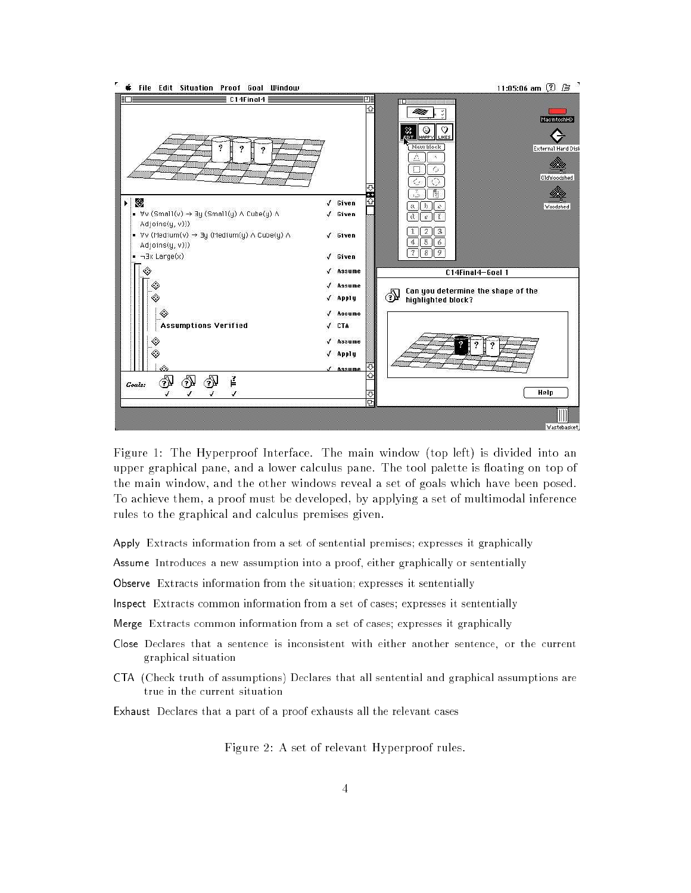Figure 1: The Hyperproof Interface. The main window (top left) is divided into an upper graphical pane, and a lower calculus pane. The tool palette is floating on top of the main window, and the other windows reveal a set of goals which have been posed. To achieve them, a proof must be developed, by applying a set of multimodal inference rules to the graphical and calculus premises given.

**Apply** Extracts information from a set of sentential premises; expresses it graphically

**Assume** Introduces a new assumption into a proof, either graphically or sententially

**Observe** Extracts information from the situation; expresses it sententially

**Inspect** Extracts common information from a set of cases; expresses it sententially

**Merge** Extracts common information from a set of cases; expresses it graphically

**Close** Declares that a sentence is inconsistent with either another sentence, or the current graphical situation

**CTA** (Check truth of assumptions) Declares that all sentential and graphical assumptions are true in the current situation

**Exhaust** Declares that a part of a proof exhausts all the relevant cases

Figure 2: A set of relevant Hyperproof rules.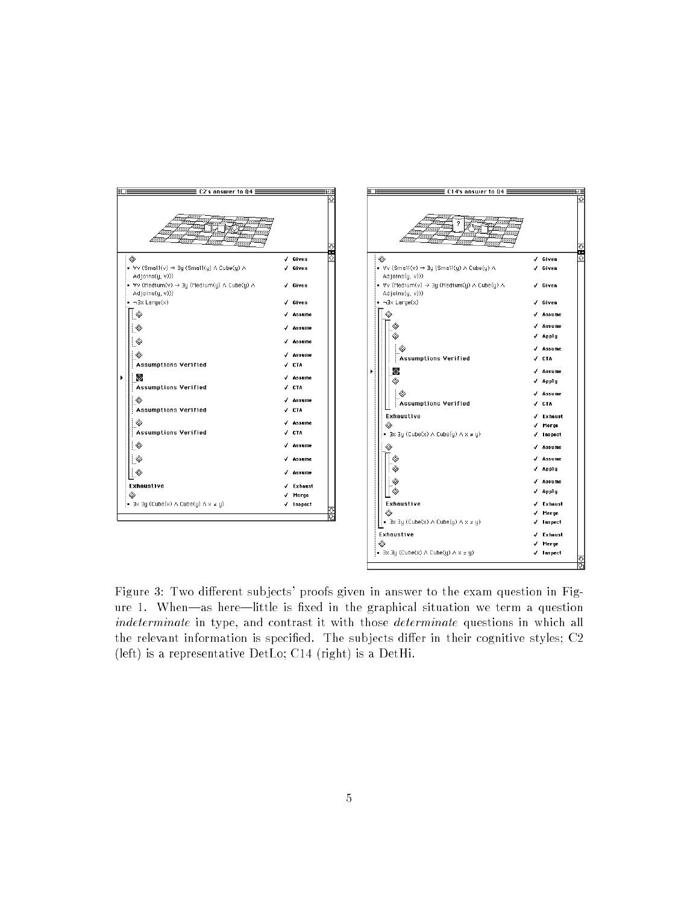Figure 3: Two different subjects' proofs given in answer to the exam question in Figure 1. When—as here—little is fixed in the graphical situation we term a question *indeterminate* in type, and contrast it with those *determinate* questions in which all the relevant information is specified. The subjects differ in their cognitive styles; C2 (left) is a representative DetLo; C14 (right) is a DetHi.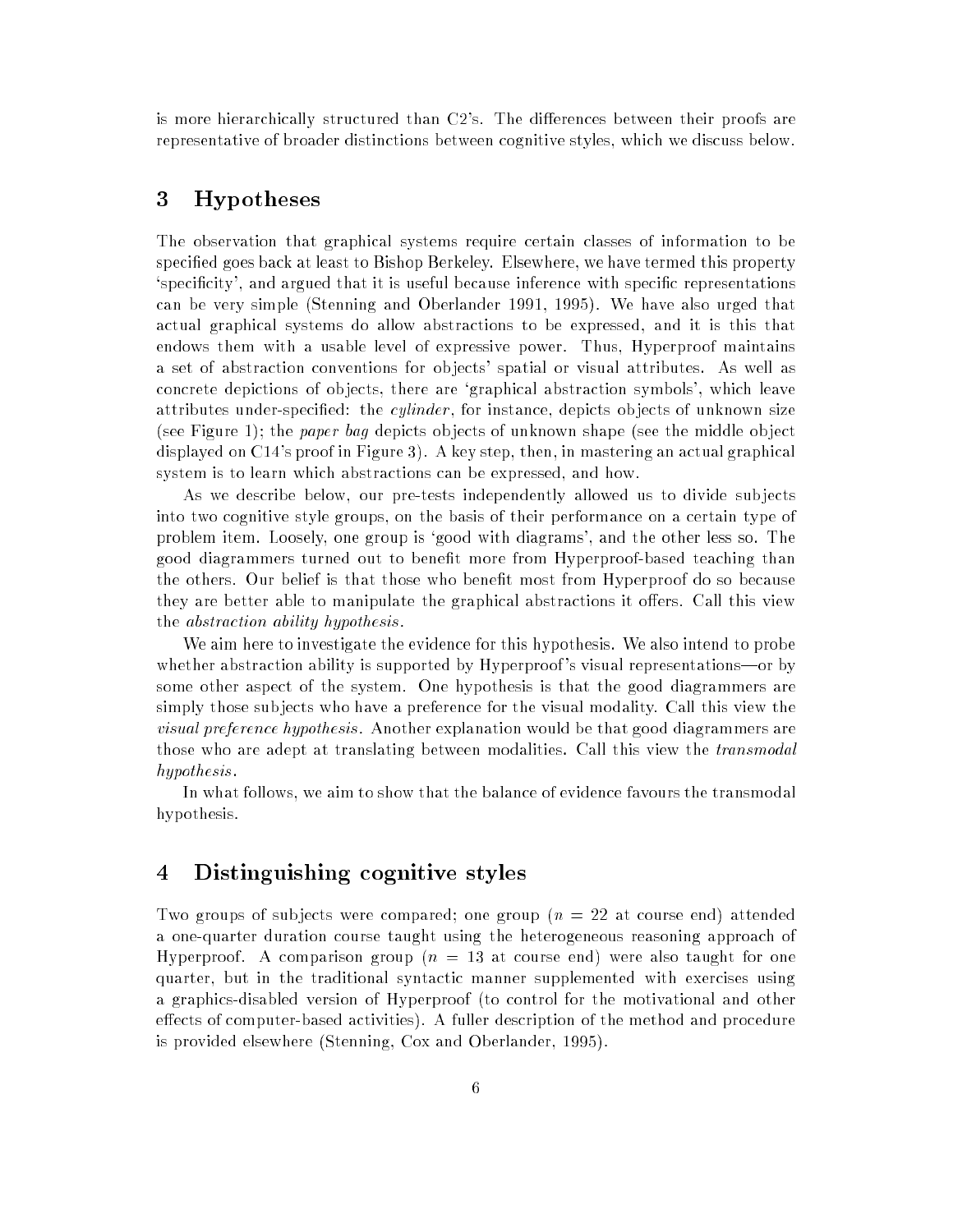is more hierarchically structured than C2's. The differences between their proofs are representative of broader distinctions between cognitive styles, which we discuss below.

## 3 Hypotheses

The observation that graphical systems require certain classes of information to be specified goes back at least to Bishop Berkeley. Elsewhere, we have termed this property 'specificity', and argued that it is useful because inference with specific representations can be very simple (Stenning and Oberlander 1991, 1995). We have also urged that actual graphical systems do allow abstractions to be expressed, and it is this that endows them with a usable level of expressive power. Thus, Hyperproof maintains a set of abstraction conventions for objects' spatial or visual attributes. As well as concrete depictions of objects, there are 'graphical abstraction symbols', which leave attributes under-specified: the *cylinder*, for instance, depicts objects of unknown size (see Figure 1); the *paper bag* depicts objects of unknown shape (see the middle object displayed on C14's proof in Figure 3). A key step, then, in mastering an actual graphical system is to learn which abstractions can be expressed, and how.

As we describe below, our pre-tests independently allowed us to divide subjects into two cognitive style groups, on the basis of their performance on a certain type of problem item. Loosely, one group is 'good with diagrams', and the other less so. The good diagrammers turned out to benefit more from Hyperproof-based teaching than the others. Our belief is that those who benefit most from Hyperproof do so because they are better able to manipulate the graphical abstractions it offers. Call this view the *abstraction ability hypothesis*.

We aim here to investigate the evidence for this hypothesis. We also intend to probe whether abstraction ability is supported by Hyperproof's visual representations—or by some other aspect of the system. One hypothesis is that the good diagrammers are simply those subjects who have a preference for the visual modality. Call this view the *visual preference hypothesis*. Another explanation would be that good diagrammers are those who are adept at translating between modalities. Call this view the *transmodal hypothesis*.

In what follows, we aim to show that the balance of evidence favours the transmodal hypothesis.

## 4 Distinguishing cognitive styles

Two groups of subjects were compared; one group ($n = 22$ at course end) attended a one-quarter duration course taught using the heterogeneous reasoning approach of Hyperproof. A comparison group ($n = 13$ at course end) were also taught for one quarter, but in the traditional syntactic manner supplemented with exercises using a graphics-disabled version of Hyperproof (to control for the motivational and other effects of computer-based activities). A fuller description of the method and procedure is provided elsewhere (Stenning, Cox and Oberlander, 1995).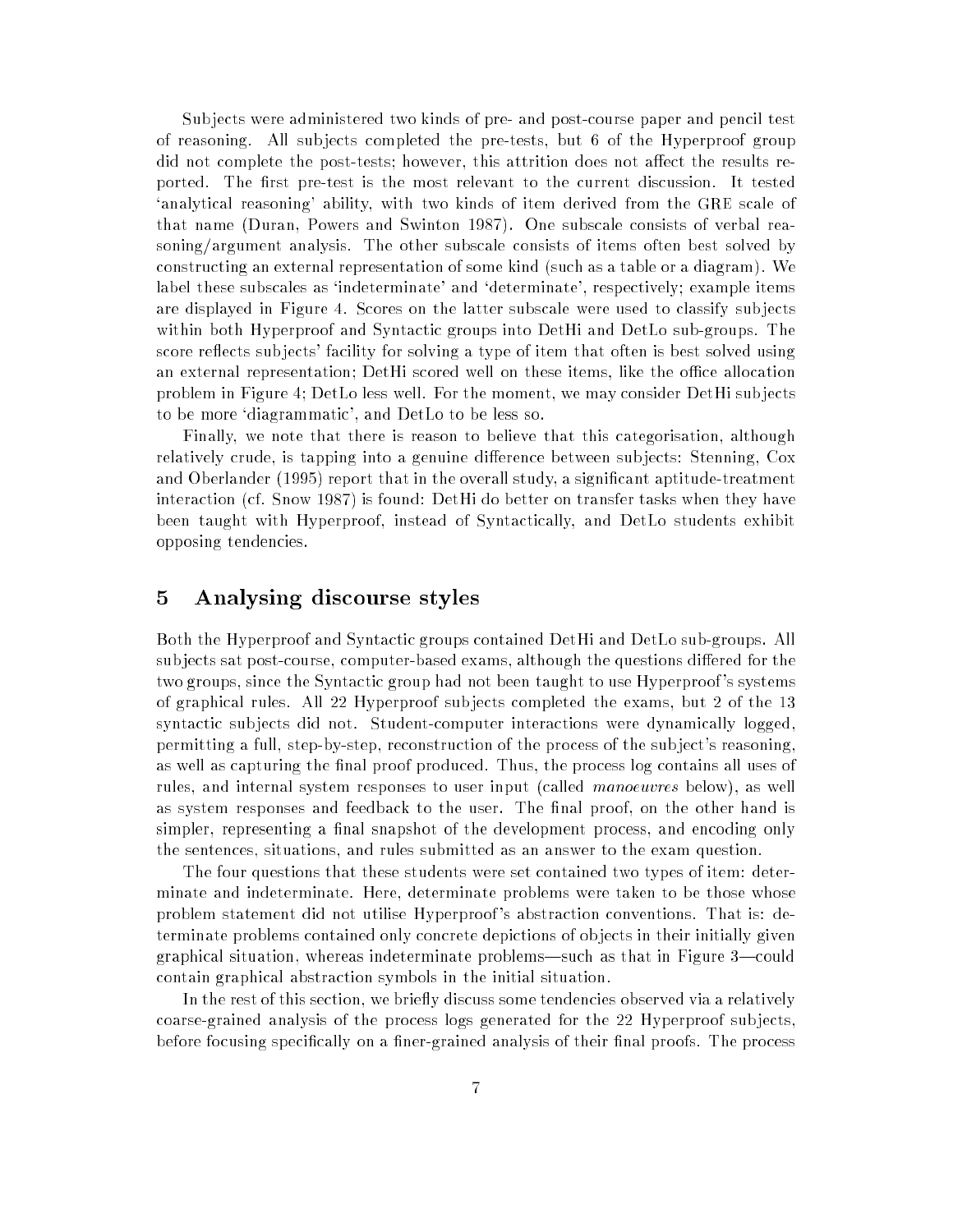Subjects were administered two kinds of pre- and post-course paper and pencil test of reasoning. All subjects completed the pre-tests, but 6 of the Hyperproof group did not complete the post-tests; however, this attrition does not affect the results reported. The first pre-test is the most relevant to the current discussion. It tested 'analytical reasoning' ability, with two kinds of item derived from the GRE scale of that name (Duran, Powers and Swinton 1987). One subscale consists of verbal reasoning/argument analysis. The other subscale consists of items often best solved by constructing an external representation of some kind (such as a table or a diagram). We label these subscales as 'indeterminate' and 'determinate', respectively; example items are displayed in Figure 4. Scores on the latter subscale were used to classify subjects within both Hyperproof and Syntactic groups into DetHi and DetLo sub-groups. The score reflects subjects' facility for solving a type of item that often is best solved using an external representation; DetHi scored well on these items, like the office allocation problem in Figure 4; DetLo less well. For the moment, we may consider DetHi subjects to be more 'diagrammatic', and DetLo to be less so.

Finally, we note that there is reason to believe that this categorisation, although relatively crude, is tapping into a genuine difference between subjects: Stenning, Cox and Oberlander (1995) report that in the overall study, a significant aptitude-treatment interaction (cf. Snow 1987) is found: DetHi do better on transfer tasks when they have been taught with Hyperproof, instead of Syntactically, and DetLo students exhibit opposing tendencies.

## 5 Analysing discourse styles

Both the Hyperproof and Syntactic groups contained DetHi and DetLo sub-groups. All subjects sat post-course, computer-based exams, although the questions differed for the two groups, since the Syntactic group had not been taught to use Hyperproof's systems of graphical rules. All 22 Hyperproof subjects completed the exams, but 2 of the 13 syntactic subjects did not. Student-computer interactions were dynamically logged, permitting a full, step-by-step, reconstruction of the process of the subject's reasoning, as well as capturing the final proof produced. Thus, the process log contains all uses of rules, and internal system responses to user input (called *manoeuvres* below), as well as system responses and feedback to the user. The final proof, on the other hand is simpler, representing a final snapshot of the development process, and encoding only the sentences, situations, and rules submitted as an answer to the exam question.

The four questions that these students were set contained two types of item: determinate and indeterminate. Here, determinate problems were taken to be those whose problem statement did not utilise Hyperproof's abstraction conventions. That is: determinate problems contained only concrete depictions of objects in their initially given graphical situation, whereas indeterminate problems—such as that in Figure 3—could contain graphical abstraction symbols in the initial situation.

In the rest of this section, we briefly discuss some tendencies observed via a relatively coarse-grained analysis of the process logs generated for the 22 Hyperproof subjects, before focusing specifically on a finer-grained analysis of their final proofs. The process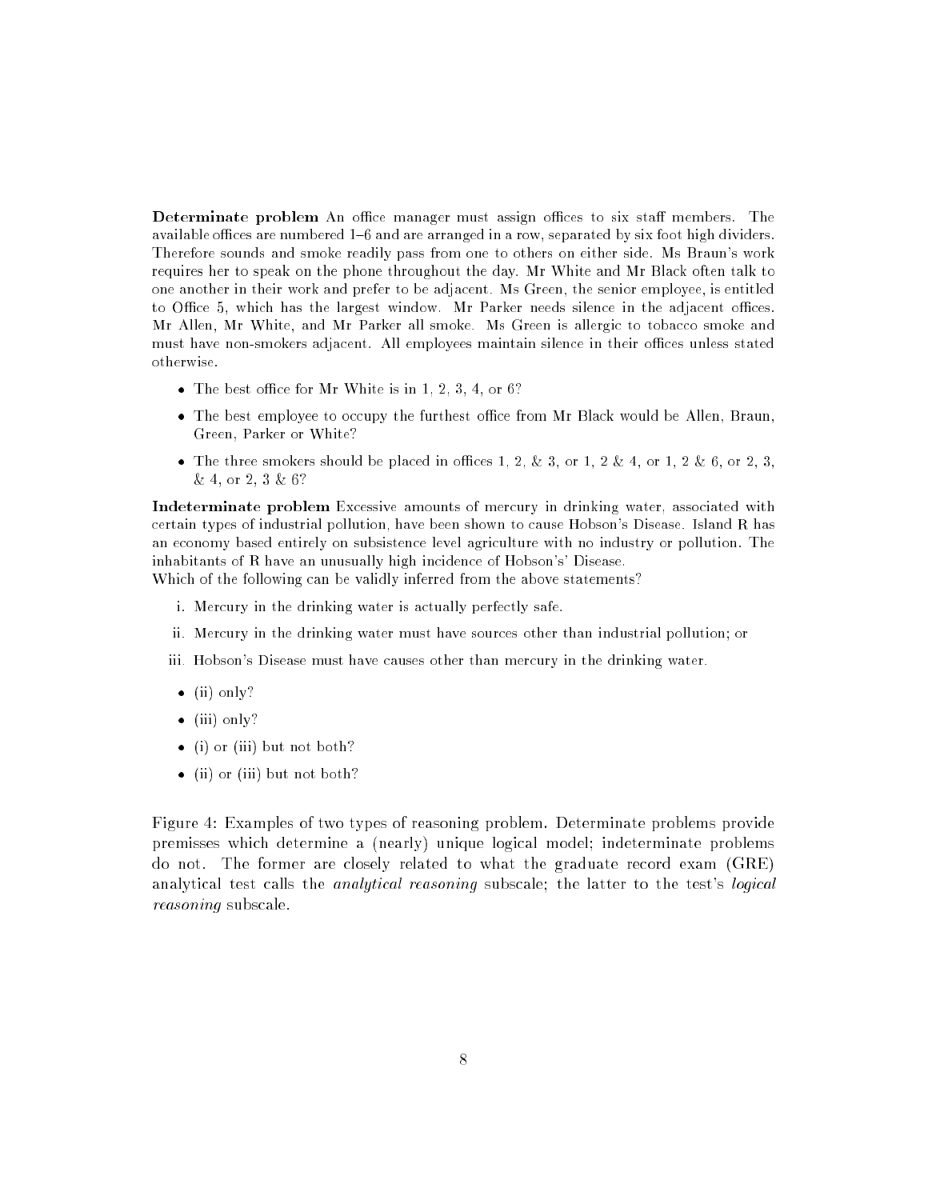**Determinate problem** An office manager must assign offices to six staff members. The available offices are numbered 1–6 and are arranged in a row, separated by six foot high dividers. Therefore sounds and smoke readily pass from one to others on either side. Ms Braun's work requires her to speak on the phone throughout the day. Mr White and Mr Black often talk to one another in their work and prefer to be adjacent. Ms Green, the senior employee, is entitled to Office 5, which has the largest window. Mr Parker needs silence in the adjacent offices. Mr Allen, Mr White, and Mr Parker all smoke. Ms Green is allergic to tobacco smoke and must have non-smokers adjacent. All employees maintain silence in their offices unless stated otherwise.

- The best office for Mr White is in 1, 2, 3, 4, or 6?
- The best employee to occupy the furthest office from Mr Black would be Allen, Braun, Green, Parker or White?
- The three smokers should be placed in offices 1, 2, & 3, or 1, 2 & 4, or 1, 2 & 6, or 2, 3, & 4, or 2, 3 & 6?

**Indeterminate problem** Excessive amounts of mercury in drinking water, associated with certain types of industrial pollution, have been shown to cause Hobson's Disease. Island R has an economy based entirely on subsistence level agriculture with no industry or pollution. The inhabitants of R have an unusually high incidence of Hobson's' Disease.
Which of the following can be validly inferred from the above statements?

i. Mercury in the drinking water is actually perfectly safe.
ii. Mercury in the drinking water must have sources other than industrial pollution; or
iii. Hobson's Disease must have causes other than mercury in the drinking water.

- (ii) only?
- (iii) only?
- (i) or (iii) but not both?
- (ii) or (iii) but not both?

Figure 4: Examples of two types of reasoning problem. Determinate problems provide premisses which determine a (nearly) unique logical model; indeterminate problems do not. The former are closely related to what the graduate record exam (GRE) analytical test calls the *analytical reasoning* subscale; the latter to the test's *logical reasoning* subscale.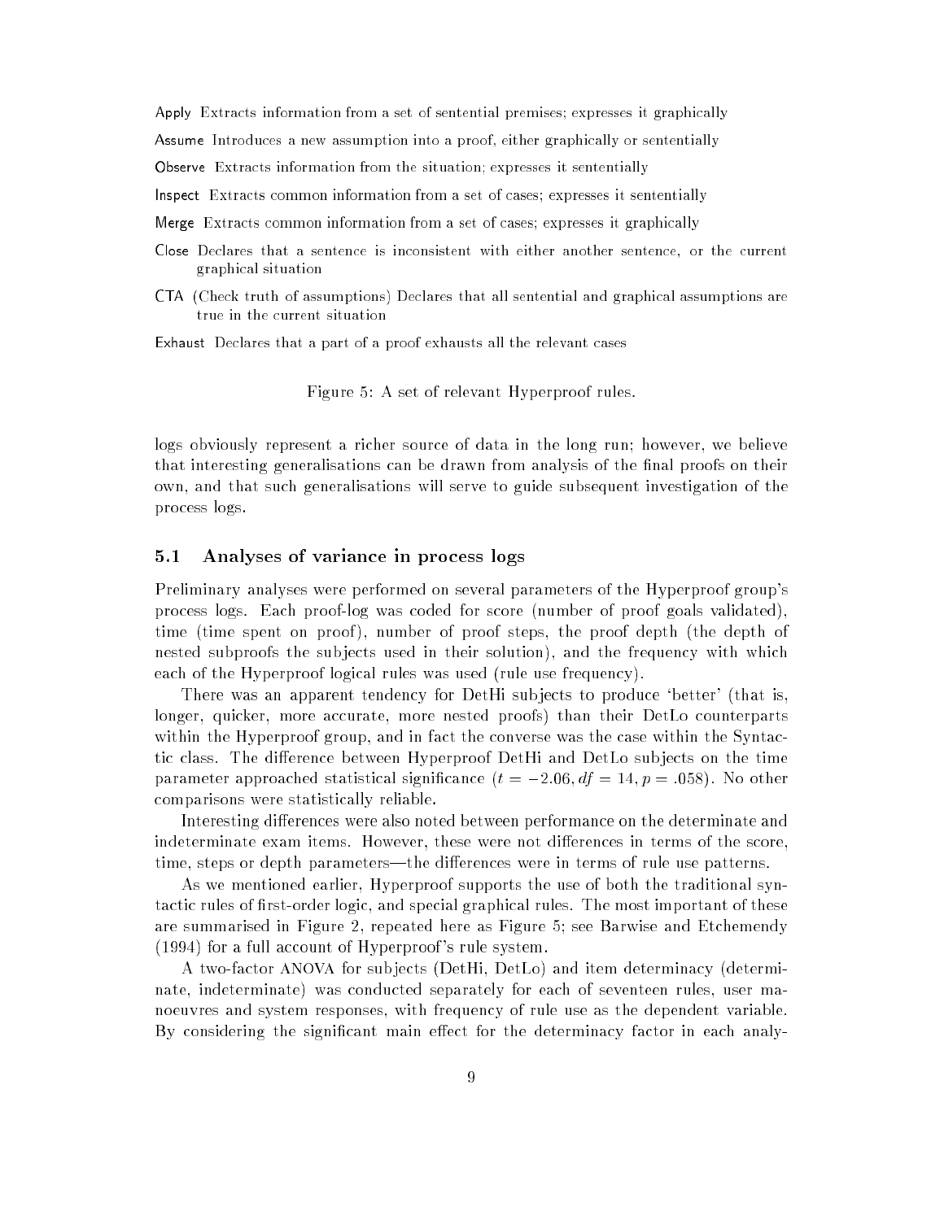**Apply** Extracts information from a set of sentential premises; expresses it graphically

**Assume** Introduces a new assumption into a proof, either graphically or sententially

**Observe** Extracts information from the situation; expresses it sententially

**Inspect** Extracts common information from a set of cases; expresses it sententially

**Merge** Extracts common information from a set of cases; expresses it graphically

**Close** Declares that a sentence is inconsistent with either another sentence, or the current graphical situation

**CTA** (Check truth of assumptions) Declares that all sentential and graphical assumptions are true in the current situation

**Exhaust** Declares that a part of a proof exhausts all the relevant cases

Figure 5: A set of relevant Hyperproof rules.

logs obviously represent a richer source of data in the long run; however, we believe that interesting generalisations can be drawn from analysis of the final proofs on their own, and that such generalisations will serve to guide subsequent investigation of the process logs.

### 5.1 Analyses of variance in process logs

Preliminary analyses were performed on several parameters of the Hyperproof group's process logs. Each proof-log was coded for score (number of proof goals validated), time (time spent on proof), number of proof steps, the proof depth (the depth of nested subproofs the subjects used in their solution), and the frequency with which each of the Hyperproof logical rules was used (rule use frequency).

There was an apparent tendency for DetHi subjects to produce 'better' (that is, longer, quicker, more accurate, more nested proofs) than their DetLo counterparts within the Hyperproof group, and in fact the converse was the case within the Syntactic class. The difference between Hyperproof DetHi and DetLo subjects on the time parameter approached statistical significance ($t = -2.06, df = 14, p = .058$). No other comparisons were statistically reliable.

Interesting differences were also noted between performance on the determinate and indeterminate exam items. However, these were not differences in terms of the score, time, steps or depth parameters—the differences were in terms of rule use patterns.

As we mentioned earlier, Hyperproof supports the use of both the traditional syntactic rules of first-order logic, and special graphical rules. The most important of these are summarised in Figure 2, repeated here as Figure 5; see Barwise and Etchemendy (1994) for a full account of Hyperproof's rule system.

A two-factor ANOVA for subjects (DetHi, DetLo) and item determinacy (determinate, indeterminate) was conducted separately for each of seventeen rules, user manoeuvres and system responses, with frequency of rule use as the dependent variable. By considering the significant main effect for the determinacy factor in each analy-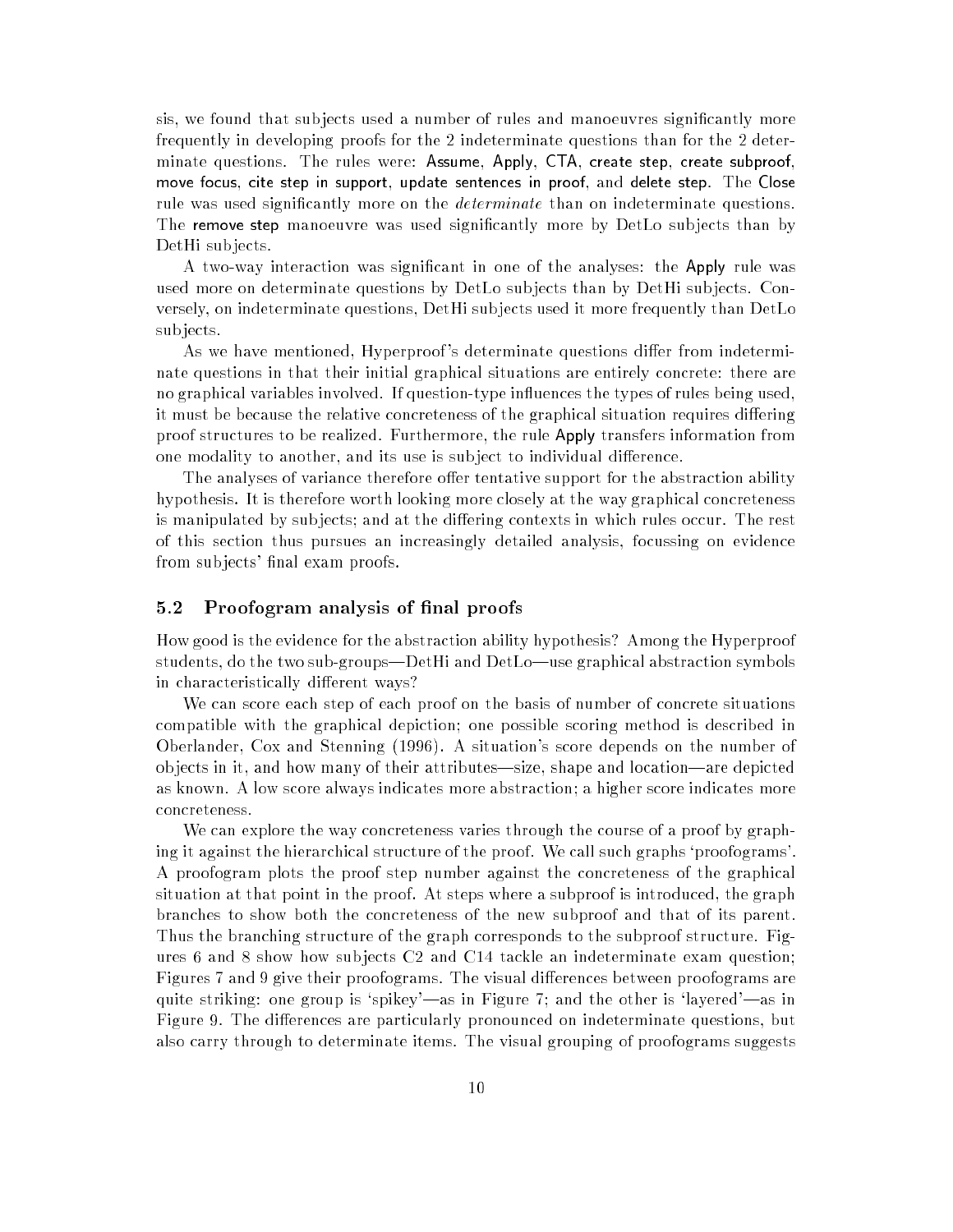sis, we found that subjects used a number of rules and manoeuvres significantly more frequently in developing proofs for the 2 indeterminate questions than for the 2 determinate questions. The rules were: Assume, Apply, CTA, create step, create subproof, move focus, cite step in support, update sentences in proof, and delete step. The Close rule was used significantly more on the *determinate* than on indeterminate questions. The remove step manoeuvre was used significantly more by DetLo subjects than by DetHi subjects.

A two-way interaction was significant in one of the analyses: the Apply rule was used more on determinate questions by DetLo subjects than by DetHi subjects. Conversely, on indeterminate questions, DetHi subjects used it more frequently than DetLo subjects.

As we have mentioned, Hyperproof's determinate questions differ from indeterminate questions in that their initial graphical situations are entirely concrete: there are no graphical variables involved. If question-type influences the types of rules being used, it must be because the relative concreteness of the graphical situation requires differing proof structures to be realized. Furthermore, the rule Apply transfers information from one modality to another, and its use is subject to individual difference.

The analyses of variance therefore offer tentative support for the abstraction ability hypothesis. It is therefore worth looking more closely at the way graphical concreteness is manipulated by subjects; and at the differing contexts in which rules occur. The rest of this section thus pursues an increasingly detailed analysis, focussing on evidence from subjects' final exam proofs.

### 5.2 Proofogram analysis of final proofs

How good is the evidence for the abstraction ability hypothesis? Among the Hyperproof students, do the two sub-groups—DetHi and DetLo—use graphical abstraction symbols in characteristically different ways?

We can score each step of each proof on the basis of number of concrete situations compatible with the graphical depiction; one possible scoring method is described in Oberlander, Cox and Stenning (1996). A situation's score depends on the number of objects in it, and how many of their attributes—size, shape and location—are depicted as known. A low score always indicates more abstraction; a higher score indicates more concreteness.

We can explore the way concreteness varies through the course of a proof by graphing it against the hierarchical structure of the proof. We call such graphs 'proofograms'. A proofogram plots the proof step number against the concreteness of the graphical situation at that point in the proof. At steps where a subproof is introduced, the graph branches to show both the concreteness of the new subproof and that of its parent. Thus the branching structure of the graph corresponds to the subproof structure. Figures 6 and 8 show how subjects C2 and C14 tackle an indeterminate exam question; Figures 7 and 9 give their proofograms. The visual differences between proofograms are quite striking: one group is 'spikey'—as in Figure 7; and the other is 'layered'—as in Figure 9. The differences are particularly pronounced on indeterminate questions, but also carry through to determinate items. The visual grouping of proofograms suggests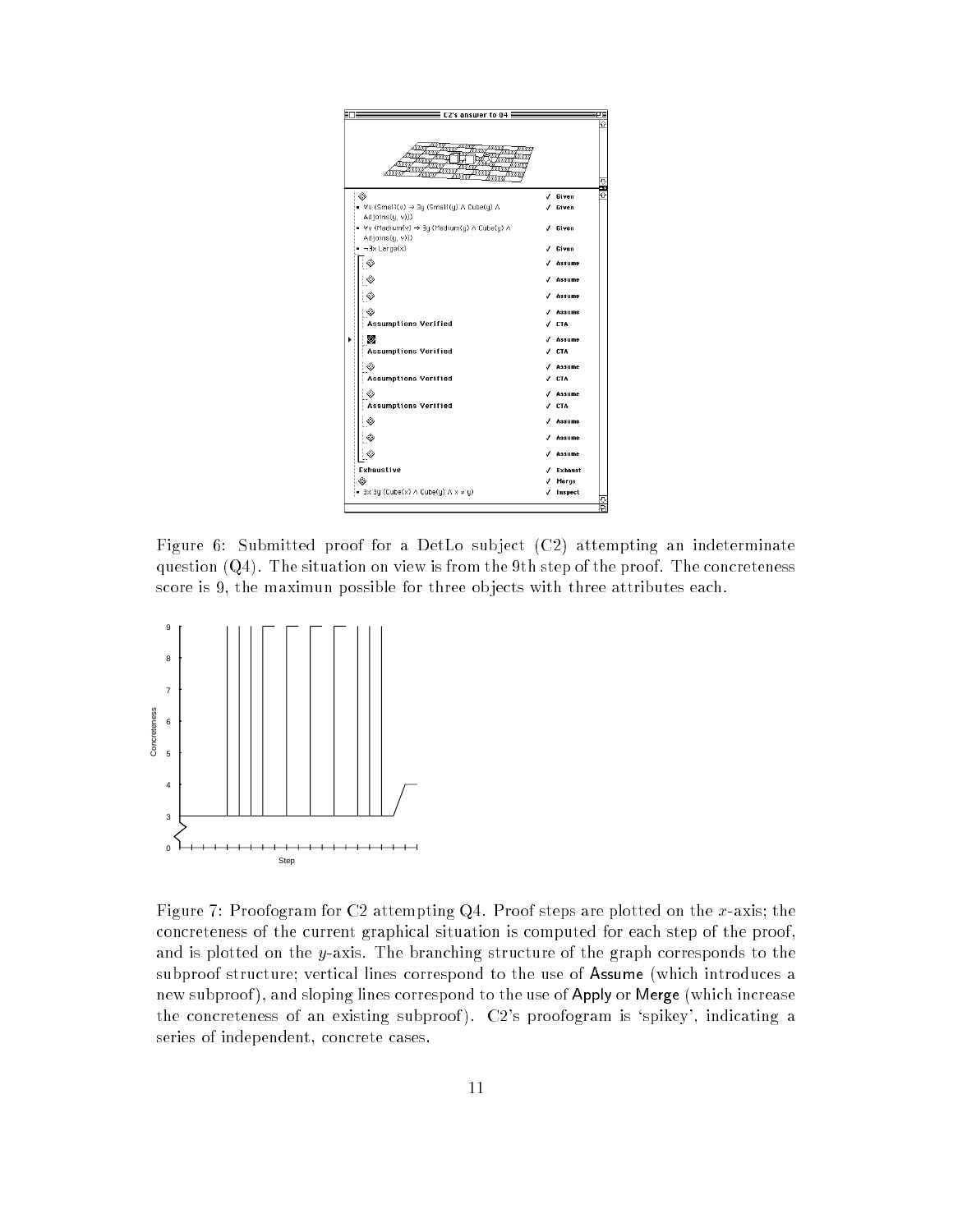Figure 6: Submitted proof for a DetLo subject (C2) attempting an indeterminate question (Q4). The situation on view is from the 9th step of the proof. The concreteness score is 9, the maximun possible for three objects with three attributes each.

Figure 7: Proofogram for C2 attempting Q4. Proof steps are plotted on the $x$-axis; the concreteness of the current graphical situation is computed for each step of the proof, and is plotted on the $y$-axis. The branching structure of the graph corresponds to the subproof structure; vertical lines correspond to the use of Assume (which introduces a new subproof), and sloping lines correspond to the use of Apply or Merge (which increase the concreteness of an existing subproof). C2's proofogram is 'spikey', indicating a series of independent, concrete cases.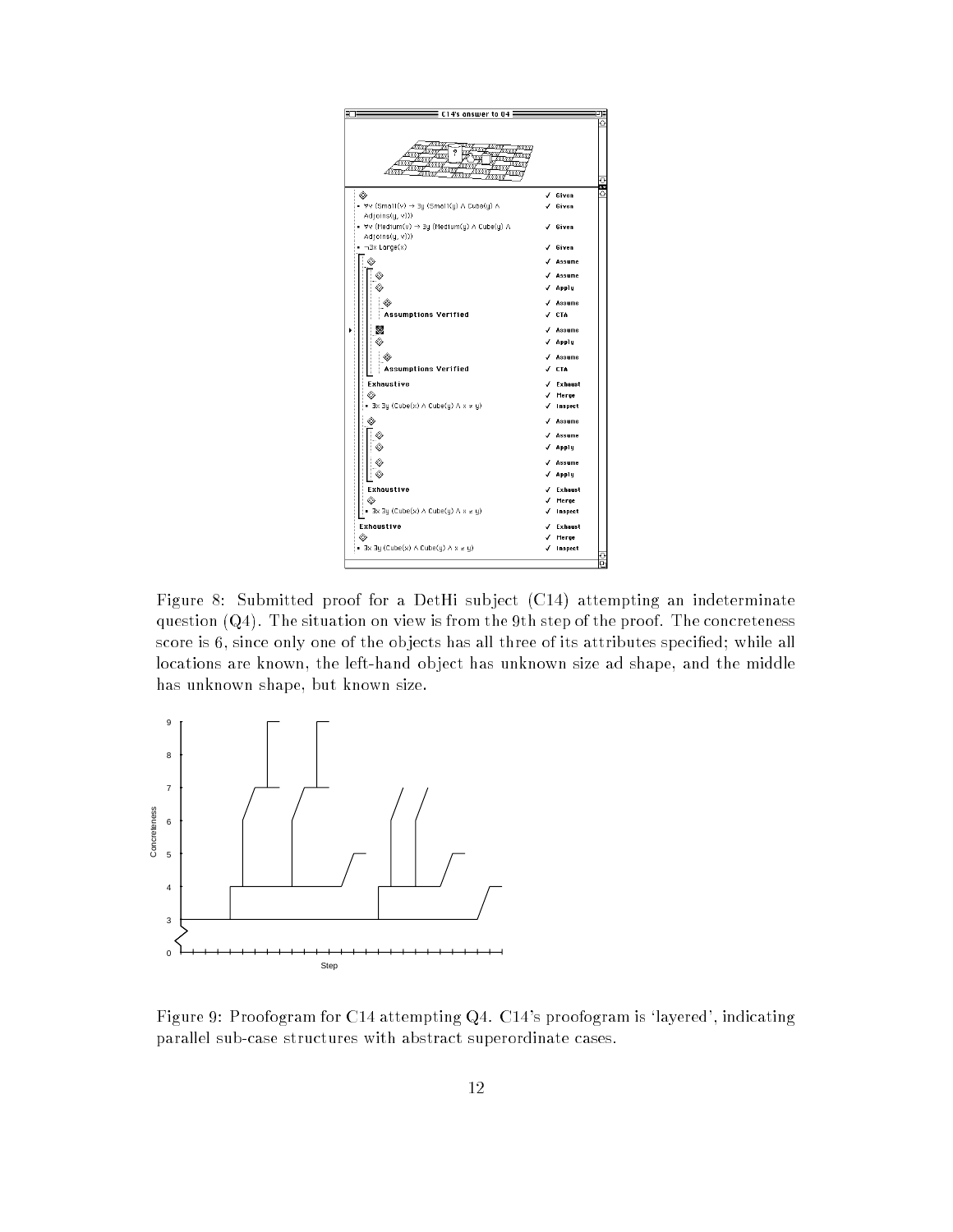Figure 8: Submitted proof for a DetHi subject (C14) attempting an indeterminate question (Q4). The situation on view is from the 9th step of the proof. The concreteness score is 6, since only one of the objects has all three of its attributes specified; while all locations are known, the left-hand object has unknown size ad shape, and the middle has unknown shape, but known size.

Figure 9: Proofogram for C14 attempting Q4. C14's proofogram is 'layered', indicating parallel sub-case structures with abstract superordinate cases.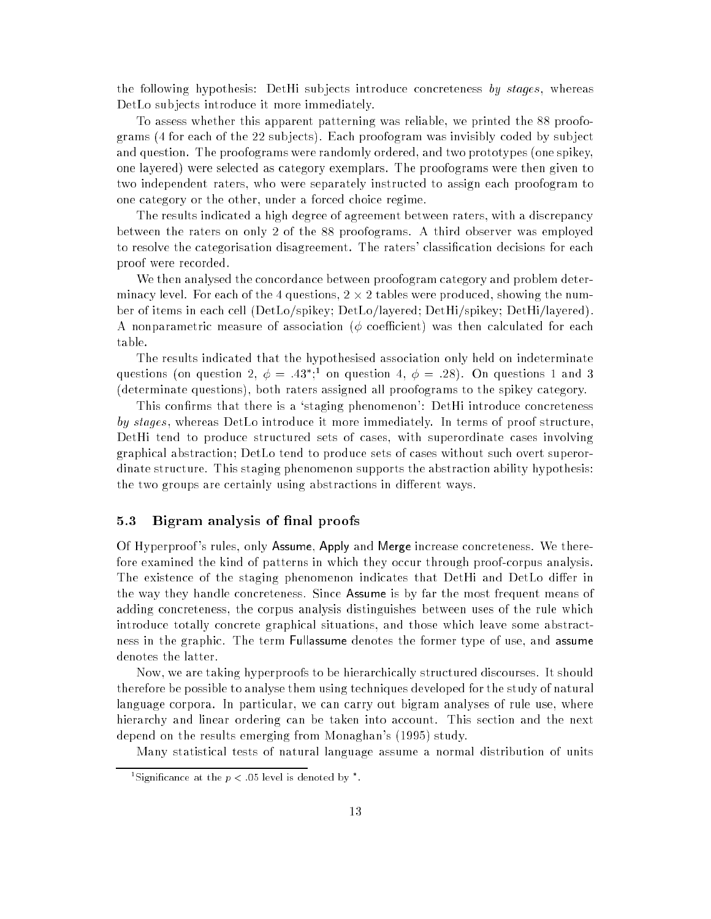the following hypothesis: DetHi subjects introduce concreteness *by stages*, whereas DetLo subjects introduce it more immediately.

To assess whether this apparent patterning was reliable, we printed the 88 proofograms (4 for each of the 22 subjects). Each proofogram was invisibly coded by subject and question. The proofograms were randomly ordered, and two prototypes (one spikey, one layered) were selected as category exemplars. The proofograms were then given to two independent raters, who were separately instructed to assign each proofogram to one category or the other, under a forced choice regime.

The results indicated a high degree of agreement between raters, with a discrepancy between the raters on only 2 of the 88 proofograms. A third observer was employed to resolve the categorisation disagreement. The raters' classification decisions for each proof were recorded.

We then analysed the concordance between proofogram category and problem determinacy level. For each of the 4 questions, $2 \times 2$ tables were produced, showing the number of items in each cell (DetLo/spikey; DetLo/layered; DetHi/spikey; DetHi/layered). A nonparametric measure of association ($\phi$ coefficient) was then calculated for each table.

The results indicated that the hypothesised association only held on indeterminate questions (on question 2, $\phi = .43^{*}$;[1] on question 4, $\phi = .28$). On questions 1 and 3 (determinate questions), both raters assigned all proofograms to the spikey category.

This confirms that there is a 'staging phenomenon': DetHi introduce concreteness *by stages*, whereas DetLo introduce it more immediately. In terms of proof structure, DetHi tend to produce structured sets of cases, with superordinate cases involving graphical abstraction; DetLo tend to produce sets of cases without such overt superordinate structure. This staging phenomenon supports the abstraction ability hypothesis: the two groups are certainly using abstractions in different ways.

### 5.3 Bigram analysis of final proofs

Of Hyperproof's rules, only Assume, Apply and Merge increase concreteness. We therefore examined the kind of patterns in which they occur through proof-corpus analysis. The existence of the staging phenomenon indicates that DetHi and DetLo differ in the way they handle concreteness. Since Assume is by far the most frequent means of adding concreteness, the corpus analysis distinguishes between uses of the rule which introduce totally concrete graphical situations, and those which leave some abstractness in the graphic. The term Fullassume denotes the former type of use, and assume denotes the latter.

Now, we are taking hyperproofs to be hierarchically structured discourses. It should therefore be possible to analyse them using techniques developed for the study of natural language corpora. In particular, we can carry out bigram analyses of rule use, where hierarchy and linear ordering can be taken into account. This section and the next depend on the results emerging from Monaghan's (1995) study.

Many statistical tests of natural language assume a normal distribution of units

[1] Significance at the $p < .05$ level is denoted by $^{*}$.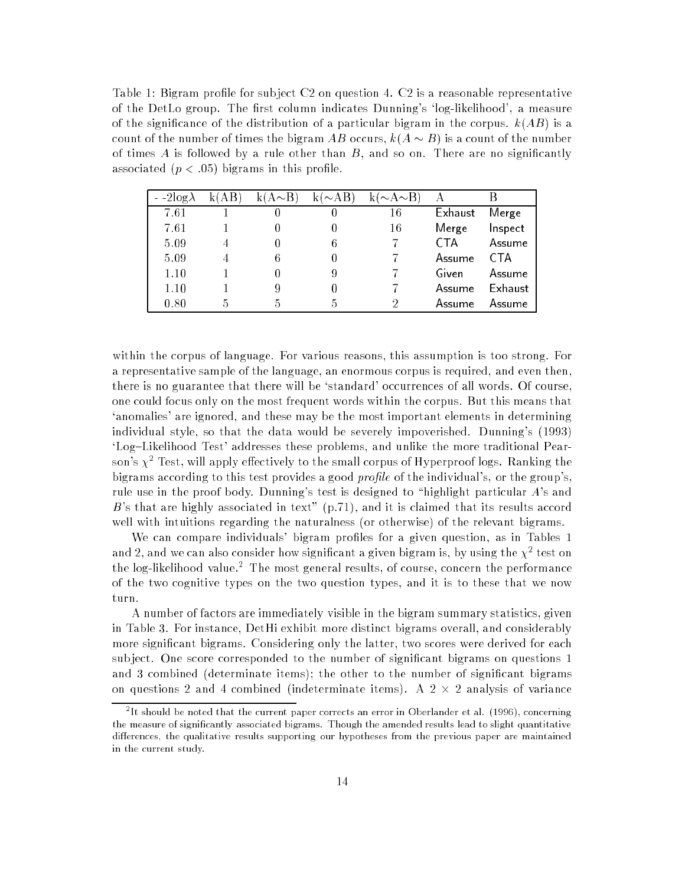Table 1: Bigram profile for subject C2 on question 4. C2 is a reasonable representative of the DetLo group. The first column indicates Dunning's 'log-likelihood', a measure of the significance of the distribution of a particular bigram in the corpus. $k(AB)$ is a count of the number of times the bigram $AB$ occurs, $k(A \sim B)$ is a count of the number of times $A$ is followed by a rule other than $B$, and so on. There are no significantly associated ($p < .05$) bigrams in this profile.

| - -2log$\lambda$ | k(AB) | k(A∼B) | k(∼AB) | k(∼A∼B) | A | B |
|---|---|---|---|---|---|---|
| 7.61 | 1 | 0 | 0 | 16 | Exhaust | Merge |
| 7.61 | 1 | 0 | 0 | 16 | Merge | Inspect |
| 5.09 | 4 | 0 | 6 | 7 | CTA | Assume |
| 5.09 | 4 | 6 | 0 | 7 | Assume | CTA |
| 1.10 | 1 | 0 | 9 | 7 | Given | Assume |
| 1.10 | 1 | 9 | 0 | 7 | Assume | Exhaust |
| 0.80 | 5 | 5 | 5 | 2 | Assume | Assume |

within the corpus of language. For various reasons, this assumption is too strong. For a representative sample of the language, an enormous corpus is required, and even then, there is no guarantee that there will be 'standard' occurrences of all words. Of course, one could focus only on the most frequent words within the corpus. But this means that 'anomalies' are ignored, and these may be the most important elements in determining individual style, so that the data would be severely impoverished. Dunning's (1993) 'Log–Likelihood Test' addresses these problems, and unlike the more traditional Pearson's $\chi^2$ Test, will apply effectively to the small corpus of Hyperproof logs. Ranking the bigrams according to this test provides a good *profile* of the individual's, or the group's, rule use in the proof body. Dunning's test is designed to "highlight particular $A$'s and $B$'s that are highly associated in text" (p.71), and it is claimed that its results accord well with intuitions regarding the naturalness (or otherwise) of the relevant bigrams.

We can compare individuals' bigram profiles for a given question, as in Tables 1 and 2, and we can also consider how significant a given bigram is, by using the $\chi^2$ test on the log-likelihood value.[2] The most general results, of course, concern the performance of the two cognitive types on the two question types, and it is to these that we now turn.

A number of factors are immediately visible in the bigram summary statistics, given in Table 3. For instance, DetHi exhibit more distinct bigrams overall, and considerably more significant bigrams. Considering only the latter, two scores were derived for each subject. One score corresponded to the number of significant bigrams on questions 1 and 3 combined (determinate items); the other to the number of significant bigrams on questions 2 and 4 combined (indeterminate items). A 2 × 2 analysis of variance

[2] It should be noted that the current paper corrects an error in Oberlander et al. (1996), concerning the measure of significantly associated bigrams. Though the amended results lead to slight quantitative differences, the qualitative results supporting our hypotheses from the previous paper are maintained in the current study.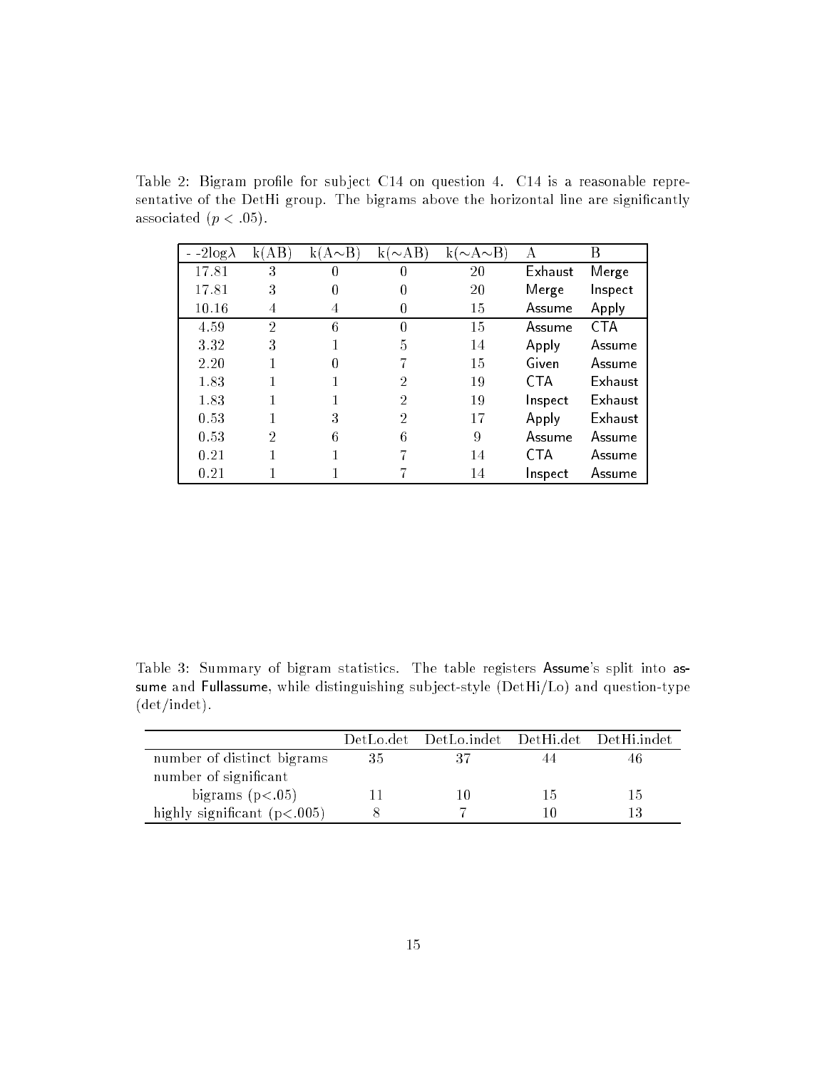Table 2: Bigram profile for subject C14 on question 4. C14 is a reasonable representative of the DetHi group. The bigrams above the horizontal line are significantly associated ($p < .05$).

| $-2\log\lambda$ | k(AB) | k(A∼B) | k(∼AB) | k(∼A∼B) | A | B |
|---|---|---|---|---|---|---|
| 17.81 | 3 | 0 | 0 | 20 | Exhaust | Merge |
| 17.81 | 3 | 0 | 0 | 20 | Merge | Inspect |
| 10.16 | 4 | 4 | 0 | 15 | Assume | Apply |
| 4.59 | 2 | 6 | 0 | 15 | Assume | CTA |
| 3.32 | 3 | 1 | 5 | 14 | Apply | Assume |
| 2.20 | 1 | 0 | 7 | 15 | Given | Assume |
| 1.83 | 1 | 1 | 2 | 19 | CTA | Exhaust |
| 1.83 | 1 | 1 | 2 | 19 | Inspect | Exhaust |
| 0.53 | 1 | 3 | 2 | 17 | Apply | Exhaust |
| 0.53 | 2 | 6 | 6 | 9 | Assume | Assume |
| 0.21 | 1 | 1 | 7 | 14 | CTA | Assume |
| 0.21 | 1 | 1 | 7 | 14 | Inspect | Assume |

Table 3: Summary of bigram statistics. The table registers Assume's split into assume and Fullassume, while distinguishing subject-style (DetHi/Lo) and question-type (det/indet).

| | DetLo.det | DetLo.indet | DetHi.det | DetHi.indet |
|---|---|---|---|---|
| number of distinct bigrams | 35 | 37 | 44 | 46 |
| number of significant bigrams ($p<.05$) | 11 | 10 | 15 | 15 |
| highly significant ($p<.005$) | 8 | 7 | 10 | 13 |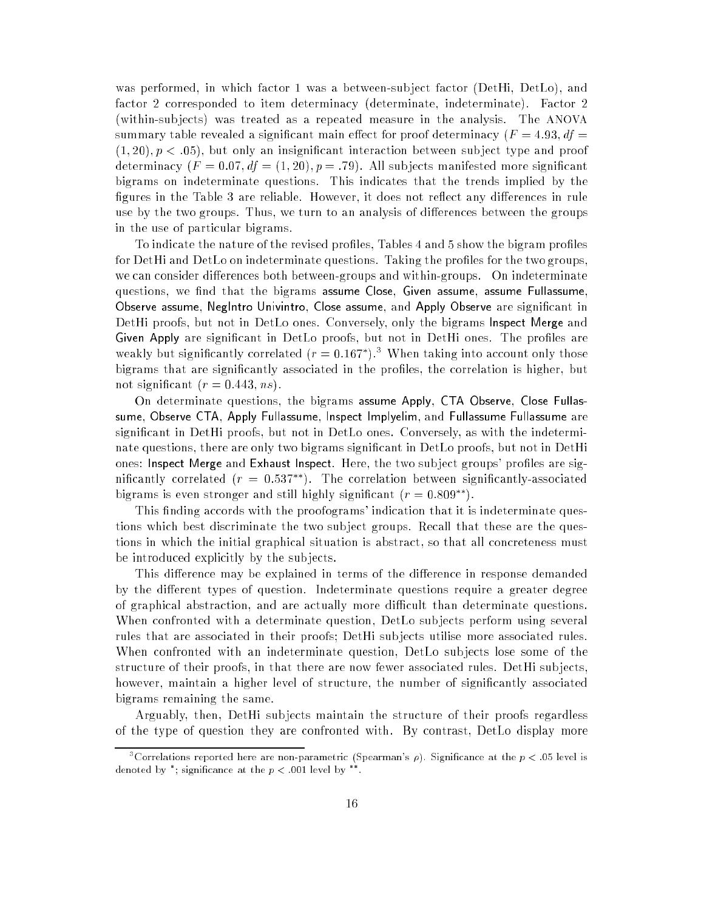was performed, in which factor 1 was a between-subject factor (DetHi, DetLo), and factor 2 corresponded to item determinacy (determinate, indeterminate). Factor 2 (within-subjects) was treated as a repeated measure in the analysis. The ANOVA summary table revealed a significant main effect for proof determinacy ($F = 4.93$, $df = (1, 20)$, $p < .05$), but only an insignificant interaction between subject type and proof determinacy ($F = 0.07$, $df = (1, 20)$, $p = .79$). All subjects manifested more significant bigrams on indeterminate questions. This indicates that the trends implied by the figures in the Table 3 are reliable. However, it does not reflect any differences in rule use by the two groups. Thus, we turn to an analysis of differences between the groups in the use of particular bigrams.

To indicate the nature of the revised profiles, Tables 4 and 5 show the bigram profiles for DetHi and DetLo on indeterminate questions. Taking the profiles for the two groups, we can consider differences both between-groups and within-groups. On indeterminate questions, we find that the bigrams assume Close, Given assume, assume Fullassume, Observe assume, NegIntro Univintro, Close assume, and Apply Observe are significant in DetHi proofs, but not in DetLo ones. Conversely, only the bigrams Inspect Merge and Given Apply are significant in DetLo proofs, but not in DetHi ones. The profiles are weakly but significantly correlated ($r = 0.167^{*}$).[3] When taking into account only those bigrams that are significantly associated in the profiles, the correlation is higher, but not significant ($r = 0.443$, $ns$).

On determinate questions, the bigrams assume Apply, CTA Observe, Close Fullassume, Observe CTA, Apply Fullassume, Inspect Implyelim, and Fullassume Fullassume are significant in DetHi proofs, but not in DetLo ones. Conversely, as with the indeterminate questions, there are only two bigrams significant in DetLo proofs, but not in DetHi ones: Inspect Merge and Exhaust Inspect. Here, the two subject groups' profiles are significantly correlated ($r = 0.537^{**}$). The correlation between significantly-associated bigrams is even stronger and still highly significant ($r = 0.809^{**}$).

This finding accords with the proofograms' indication that it is indeterminate questions which best discriminate the two subject groups. Recall that these are the questions in which the initial graphical situation is abstract, so that all concreteness must be introduced explicitly by the subjects.

This difference may be explained in terms of the difference in response demanded by the different types of question. Indeterminate questions require a greater degree of graphical abstraction, and are actually more difficult than determinate questions. When confronted with a determinate question, DetLo subjects perform using several rules that are associated in their proofs; DetHi subjects utilise more associated rules. When confronted with an indeterminate question, DetLo subjects lose some of the structure of their proofs, in that there are now fewer associated rules. DetHi subjects, however, maintain a higher level of structure, the number of significantly associated bigrams remaining the same.

Arguably, then, DetHi subjects maintain the structure of their proofs regardless of the type of question they are confronted with. By contrast, DetLo display more

[3] Correlations reported here are non-parametric (Spearman's $\rho$). Significance at the $p < .05$ level is denoted by *; significance at the $p < .001$ level by **.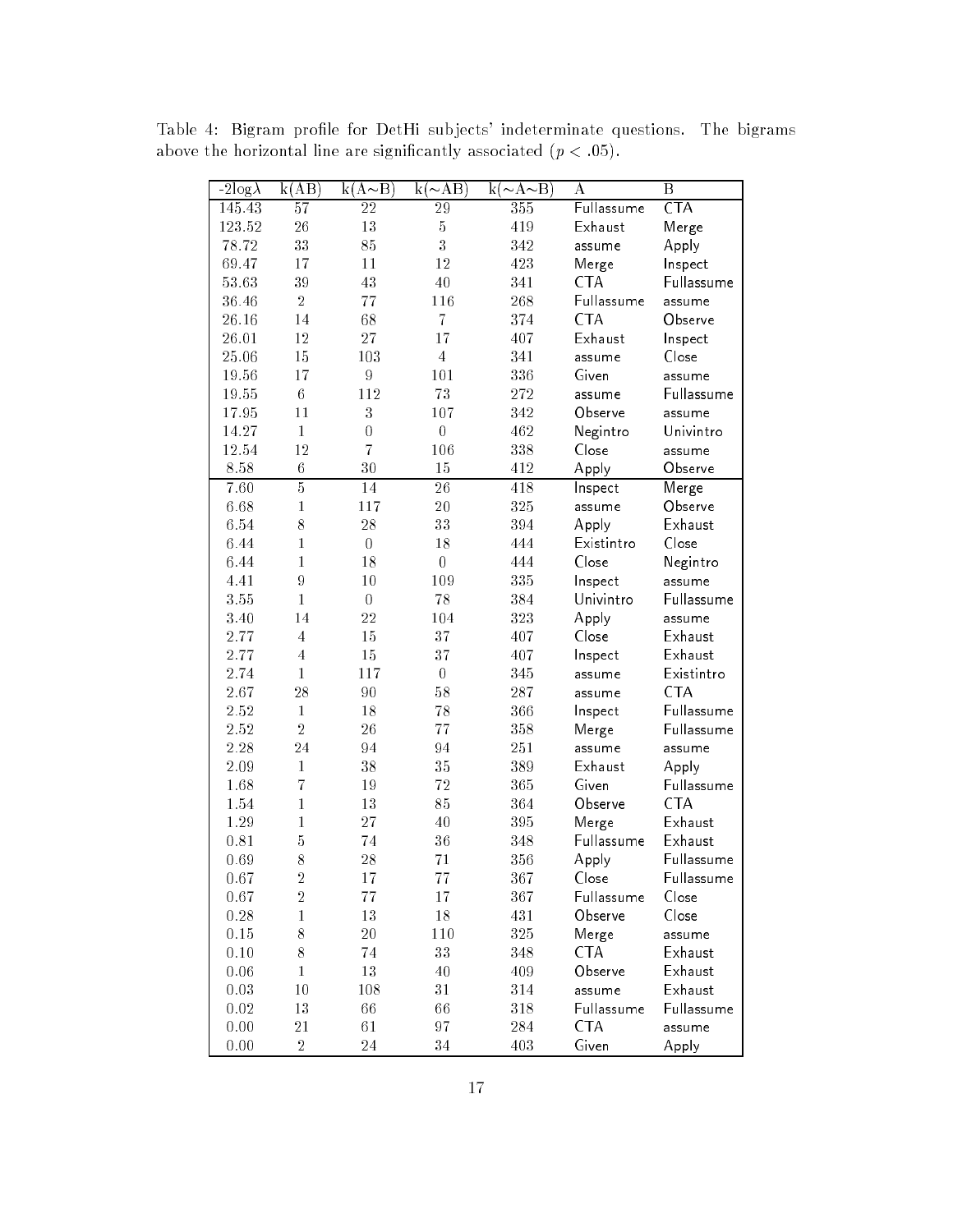Table 4: Bigram profile for DetHi subjects' indeterminate questions. The bigrams above the horizontal line are significantly associated ($p < .05$).

| $-2\log\lambda$ | k(AB) | k(A∼B) | k(∼AB) | k(∼A∼B) | A | B |
|---|---|---|---|---|---|---|
| 145.43 | 57 | 22 | 29 | 355 | Fullassume | CTA |
| 123.52 | 26 | 13 | 5 | 419 | Exhaust | Merge |
| 78.72 | 33 | 85 | 3 | 342 | assume | Apply |
| 69.47 | 17 | 11 | 12 | 423 | Merge | Inspect |
| 53.63 | 39 | 43 | 40 | 341 | CTA | Fullassume |
| 36.46 | 2 | 77 | 116 | 268 | Fullassume | assume |
| 26.16 | 14 | 68 | 7 | 374 | CTA | Observe |
| 26.01 | 12 | 27 | 17 | 407 | Exhaust | Inspect |
| 25.06 | 15 | 103 | 4 | 341 | assume | Close |
| 19.56 | 17 | 9 | 101 | 336 | Given | assume |
| 19.55 | 6 | 112 | 73 | 272 | assume | Fullassume |
| 17.95 | 11 | 3 | 107 | 342 | Observe | assume |
| 14.27 | 1 | 0 | 0 | 462 | Negintro | Univintro |
| 12.54 | 12 | 7 | 106 | 338 | Close | assume |
| 8.58 | 6 | 30 | 15 | 412 | Apply | Observe |
| 7.60 | 5 | 14 | 26 | 418 | Inspect | Merge |
| 6.68 | 1 | 117 | 20 | 325 | assume | Observe |
| 6.54 | 8 | 28 | 33 | 394 | Apply | Exhaust |
| 6.44 | 1 | 0 | 18 | 444 | Existintro | Close |
| 6.44 | 1 | 18 | 0 | 444 | Close | Negintro |
| 4.41 | 9 | 10 | 109 | 335 | Inspect | assume |
| 3.55 | 1 | 0 | 78 | 384 | Univintro | Fullassume |
| 3.40 | 14 | 22 | 104 | 323 | Apply | assume |
| 2.77 | 4 | 15 | 37 | 407 | Close | Exhaust |
| 2.77 | 4 | 15 | 37 | 407 | Inspect | Exhaust |
| 2.74 | 1 | 117 | 0 | 345 | assume | Existintro |
| 2.67 | 28 | 90 | 58 | 287 | assume | CTA |
| 2.52 | 1 | 18 | 78 | 366 | Inspect | Fullassume |
| 2.52 | 2 | 26 | 77 | 358 | Merge | Fullassume |
| 2.28 | 24 | 94 | 94 | 251 | assume | assume |
| 2.09 | 1 | 38 | 35 | 389 | Exhaust | Apply |
| 1.68 | 7 | 19 | 72 | 365 | Given | Fullassume |
| 1.54 | 1 | 13 | 85 | 364 | Observe | CTA |
| 1.29 | 1 | 27 | 40 | 395 | Merge | Exhaust |
| 0.81 | 5 | 74 | 36 | 348 | Fullassume | Exhaust |
| 0.69 | 8 | 28 | 71 | 356 | Apply | Fullassume |
| 0.67 | 2 | 17 | 77 | 367 | Close | Fullassume |
| 0.67 | 2 | 77 | 17 | 367 | Fullassume | Close |
| 0.28 | 1 | 13 | 18 | 431 | Observe | Close |
| 0.15 | 8 | 20 | 110 | 325 | Merge | assume |
| 0.10 | 8 | 74 | 33 | 348 | CTA | Exhaust |
| 0.06 | 1 | 13 | 40 | 409 | Observe | Exhaust |
| 0.03 | 10 | 108 | 31 | 314 | assume | Exhaust |
| 0.02 | 13 | 66 | 66 | 318 | Fullassume | Fullassume |
| 0.00 | 21 | 61 | 97 | 284 | CTA | assume |
| 0.00 | 2 | 24 | 34 | 403 | Given | Apply |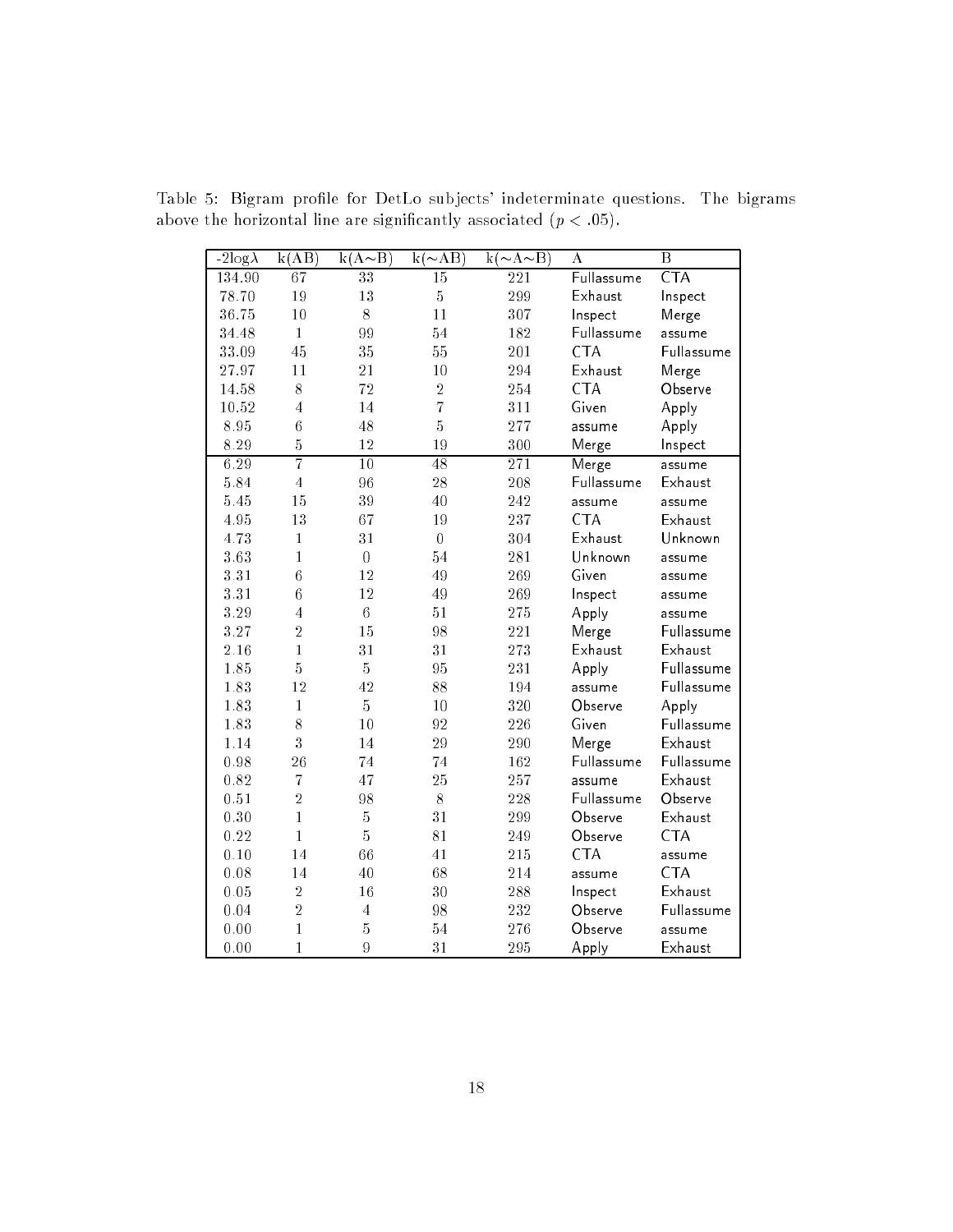Table 5: Bigram profile for DetLo subjects' indeterminate questions. The bigrams above the horizontal line are significantly associated ($p < .05$).

| $-2\log\lambda$ | k(AB) | k(A∼B) | k(∼AB) | k(∼A∼B) | A | B |
|---|---|---|---|---|---|---|
| 134.90 | 67 | 33 | 15 | 221 | Fullassume | CTA |
| 78.70 | 19 | 13 | 5 | 299 | Exhaust | Inspect |
| 36.75 | 10 | 8 | 11 | 307 | Inspect | Merge |
| 34.48 | 1 | 99 | 54 | 182 | Fullassume | assume |
| 33.09 | 45 | 35 | 55 | 201 | CTA | Fullassume |
| 27.97 | 11 | 21 | 10 | 294 | Exhaust | Merge |
| 14.58 | 8 | 72 | 2 | 254 | CTA | Observe |
| 10.52 | 4 | 14 | 7 | 311 | Given | Apply |
| 8.95 | 6 | 48 | 5 | 277 | assume | Apply |
| 8.29 | 5 | 12 | 19 | 300 | Merge | Inspect |
| 6.29 | 7 | 10 | 48 | 271 | Merge | assume |
| 5.84 | 4 | 96 | 28 | 208 | Fullassume | Exhaust |
| 5.45 | 15 | 39 | 40 | 242 | assume | assume |
| 4.95 | 13 | 67 | 19 | 237 | CTA | Exhaust |
| 4.73 | 1 | 31 | 0 | 304 | Exhaust | Unknown |
| 3.63 | 1 | 0 | 54 | 281 | Unknown | assume |
| 3.31 | 6 | 12 | 49 | 269 | Given | assume |
| 3.31 | 6 | 12 | 49 | 269 | Inspect | assume |
| 3.29 | 4 | 6 | 51 | 275 | Apply | assume |
| 3.27 | 2 | 15 | 98 | 221 | Merge | Fullassume |
| 2.16 | 1 | 31 | 31 | 273 | Exhaust | Exhaust |
| 1.85 | 5 | 5 | 95 | 231 | Apply | Fullassume |
| 1.83 | 12 | 42 | 88 | 194 | assume | Fullassume |
| 1.83 | 1 | 5 | 10 | 320 | Observe | Apply |
| 1.83 | 8 | 10 | 92 | 226 | Given | Fullassume |
| 1.14 | 3 | 14 | 29 | 290 | Merge | Exhaust |
| 0.98 | 26 | 74 | 74 | 162 | Fullassume | Fullassume |
| 0.82 | 7 | 47 | 25 | 257 | assume | Exhaust |
| 0.51 | 2 | 98 | 8 | 228 | Fullassume | Observe |
| 0.30 | 1 | 5 | 31 | 299 | Observe | Exhaust |
| 0.22 | 1 | 5 | 81 | 249 | Observe | CTA |
| 0.10 | 14 | 66 | 41 | 215 | CTA | assume |
| 0.08 | 14 | 40 | 68 | 214 | assume | CTA |
| 0.05 | 2 | 16 | 30 | 288 | Inspect | Exhaust |
| 0.04 | 2 | 4 | 98 | 232 | Observe | Fullassume |
| 0.00 | 1 | 5 | 54 | 276 | Observe | assume |
| 0.00 | 1 | 9 | 31 | 295 | Apply | Exhaust |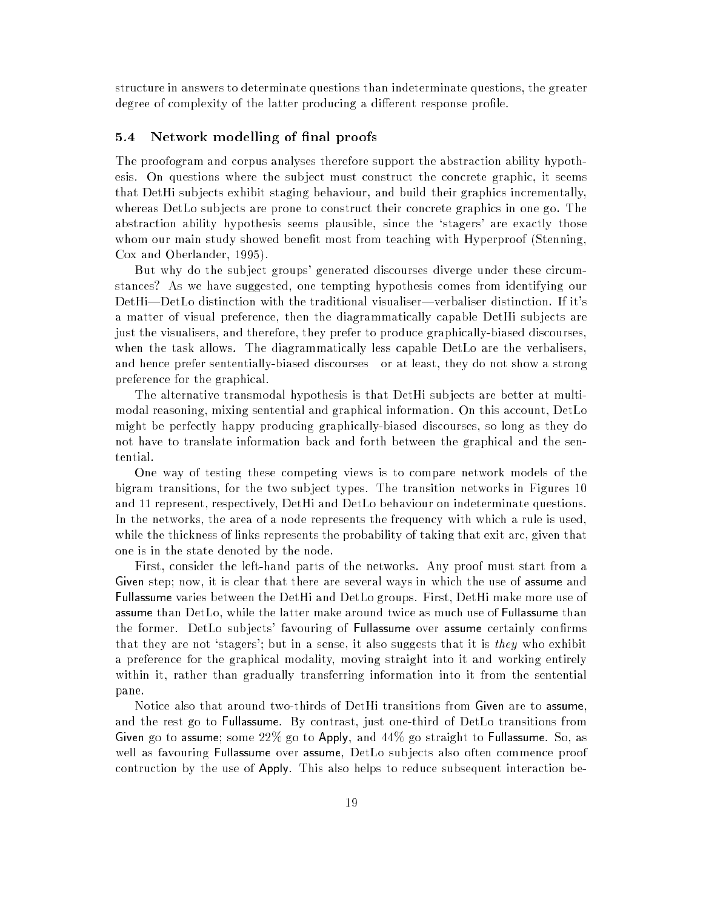structure in answers to determinate questions than indeterminate questions, the greater degree of complexity of the latter producing a different response profile.

### 5.4 Network modelling of final proofs

The proofogram and corpus analyses therefore support the abstraction ability hypothesis. On questions where the subject must construct the concrete graphic, it seems that DetHi subjects exhibit staging behaviour, and build their graphics incrementally, whereas DetLo subjects are prone to construct their concrete graphics in one go. The abstraction ability hypothesis seems plausible, since the 'stagers' are exactly those whom our main study showed benefit most from teaching with Hyperproof (Stenning, Cox and Oberlander, 1995).

But why do the subject groups' generated discourses diverge under these circumstances? As we have suggested, one tempting hypothesis comes from identifying our DetHi—DetLo distinction with the traditional visualiser—verbaliser distinction. If it's a matter of visual preference, then the diagrammatically capable DetHi subjects are just the visualisers, and therefore, they prefer to produce graphically-biased discourses, when the task allows. The diagrammatically less capable DetLo are the verbalisers, and hence prefer sententially-biased discourses or at least, they do not show a strong preference for the graphical.

The alternative transmodal hypothesis is that DetHi subjects are better at multimodal reasoning, mixing sentential and graphical information. On this account, DetLo might be perfectly happy producing graphically-biased discourses, so long as they do not have to translate information back and forth between the graphical and the sentential.

One way of testing these competing views is to compare network models of the bigram transitions, for the two subject types. The transition networks in Figures 10 and 11 represent, respectively, DetHi and DetLo behaviour on indeterminate questions. In the networks, the area of a node represents the frequency with which a rule is used, while the thickness of links represents the probability of taking that exit arc, given that one is in the state denoted by the node.

First, consider the left-hand parts of the networks. Any proof must start from a Given step; now, it is clear that there are several ways in which the use of assume and Fullassume varies between the DetHi and DetLo groups. First, DetHi make more use of assume than DetLo, while the latter make around twice as much use of Fullassume than the former. DetLo subjects' favouring of Fullassume over assume certainly confirms that they are not 'stagers'; but in a sense, it also suggests that it is *they* who exhibit a preference for the graphical modality, moving straight into it and working entirely within it, rather than gradually transferring information into it from the sentential pane.

Notice also that around two-thirds of DetHi transitions from Given are to assume, and the rest go to Fullassume. By contrast, just one-third of DetLo transitions from Given go to assume; some 22% go to Apply, and 44% go straight to Fullassume. So, as well as favouring Fullassume over assume, DetLo subjects also often commence proof contruction by the use of Apply. This also helps to reduce subsequent interaction be-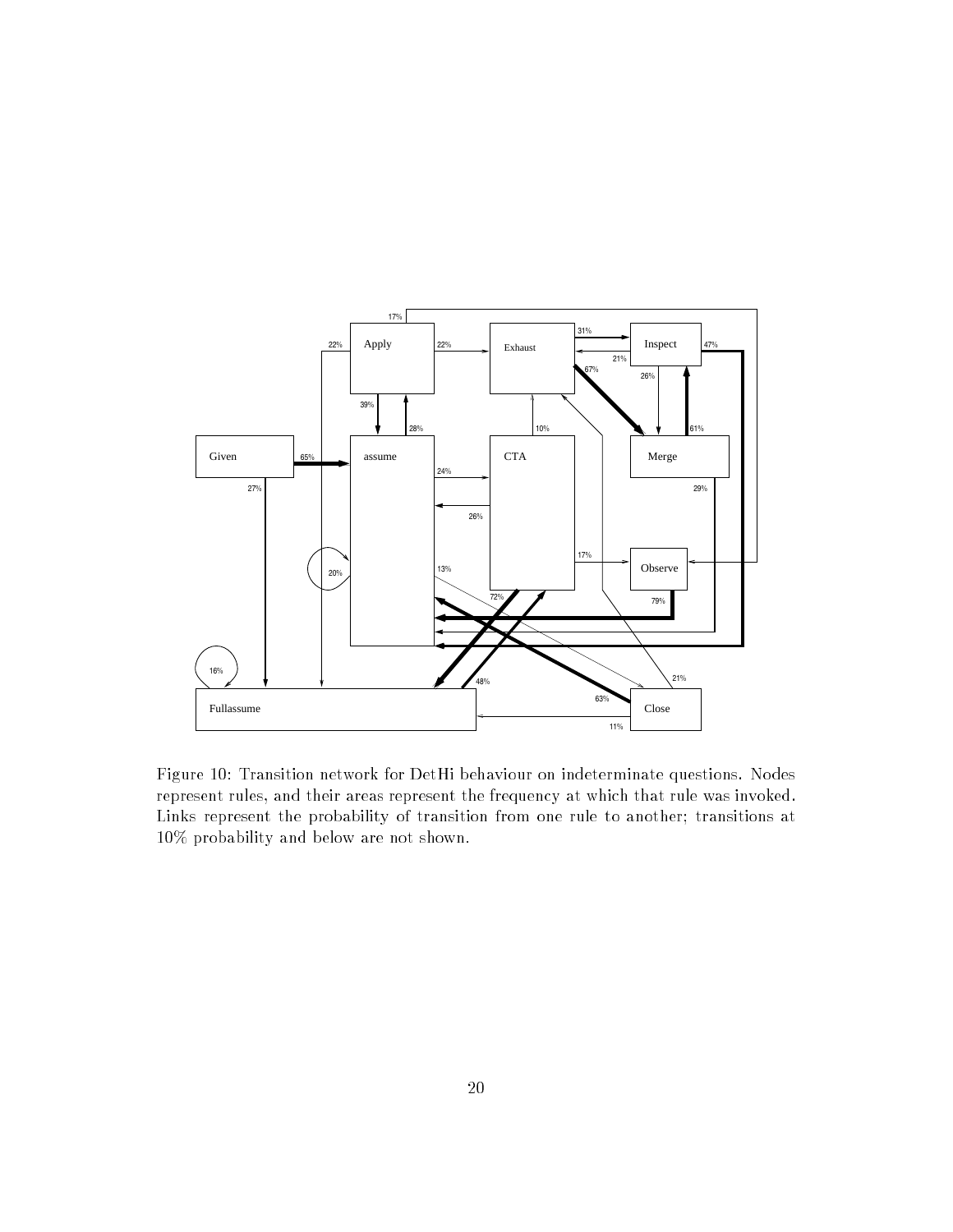Figure 10: Transition network for DetHi behaviour on indeterminate questions. Nodes represent rules, and their areas represent the frequency at which that rule was invoked. Links represent the probability of transition from one rule to another; transitions at 10% probability and below are not shown.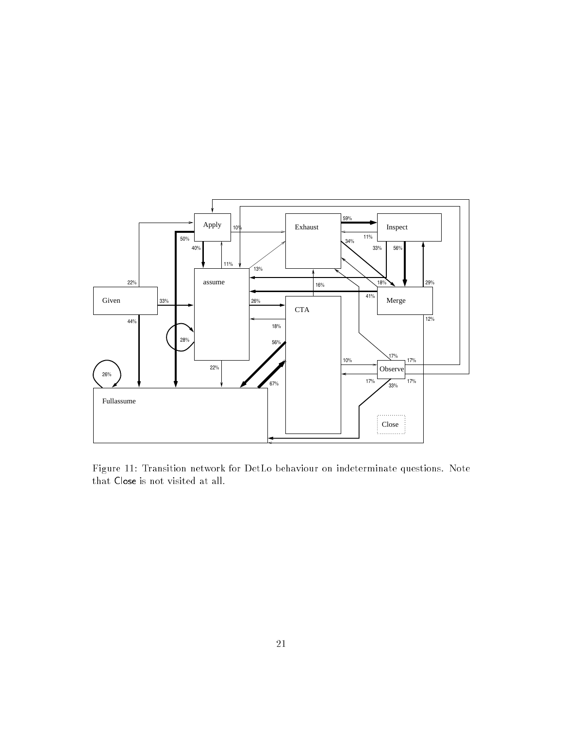Figure 11: Transition network for DetLo behaviour on indeterminate questions. Note that Close is not visited at all.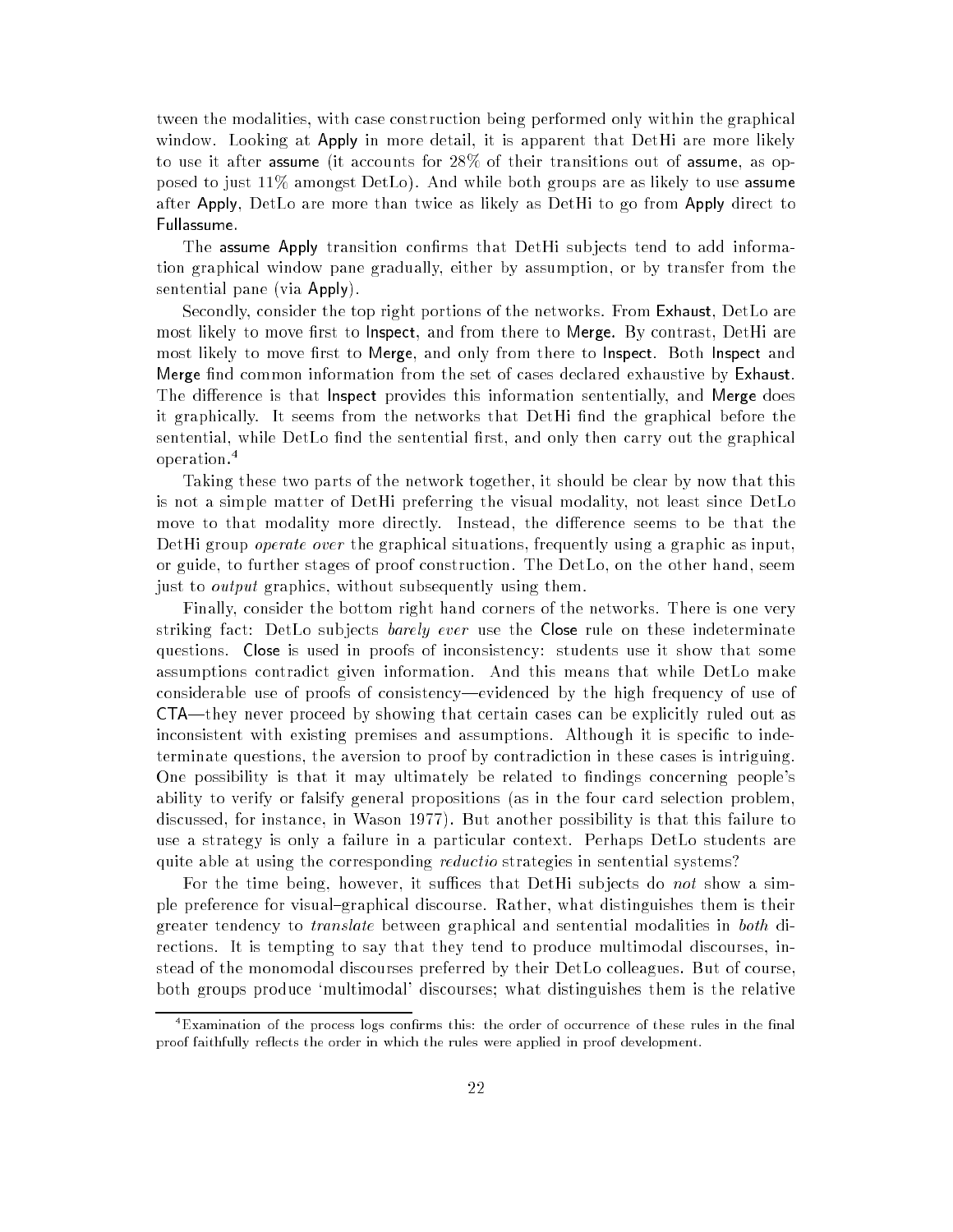tween the modalities, with case construction being performed only within the graphical window. Looking at Apply in more detail, it is apparent that DetHi are more likely to use it after assume (it accounts for 28% of their transitions out of assume, as opposed to just 11% amongst DetLo). And while both groups are as likely to use assume after Apply, DetLo are more than twice as likely as DetHi to go from Apply direct to Fullassume.

The assume Apply transition confirms that DetHi subjects tend to add information graphical window pane gradually, either by assumption, or by transfer from the sentential pane (via Apply).

Secondly, consider the top right portions of the networks. From Exhaust, DetLo are most likely to move first to Inspect, and from there to Merge. By contrast, DetHi are most likely to move first to Merge, and only from there to Inspect. Both Inspect and Merge find common information from the set of cases declared exhaustive by Exhaust. The difference is that Inspect provides this information sententially, and Merge does it graphically. It seems from the networks that DetHi find the graphical before the sentential, while DetLo find the sentential first, and only then carry out the graphical operation.[4]

Taking these two parts of the network together, it should be clear by now that this is not a simple matter of DetHi preferring the visual modality, not least since DetLo move to that modality more directly. Instead, the difference seems to be that the DetHi group *operate over* the graphical situations, frequently using a graphic as input, or guide, to further stages of proof construction. The DetLo, on the other hand, seem just to *output* graphics, without subsequently using them.

Finally, consider the bottom right hand corners of the networks. There is one very striking fact: DetLo subjects *barely ever* use the Close rule on these indeterminate questions. Close is used in proofs of inconsistency: students use it show that some assumptions contradict given information. And this means that while DetLo make considerable use of proofs of consistency—evidenced by the high frequency of use of CTA—they never proceed by showing that certain cases can be explicitly ruled out as inconsistent with existing premises and assumptions. Although it is specific to indeterminate questions, the aversion to proof by contradiction in these cases is intriguing. One possibility is that it may ultimately be related to findings concerning people's ability to verify or falsify general propositions (as in the four card selection problem, discussed, for instance, in Wason 1977). But another possibility is that this failure to use a strategy is only a failure in a particular context. Perhaps DetLo students are quite able at using the corresponding *reductio* strategies in sentential systems?

For the time being, however, it suffices that DetHi subjects do *not* show a simple preference for visual–graphical discourse. Rather, what distinguishes them is their greater tendency to *translate* between graphical and sentential modalities in *both* directions. It is tempting to say that they tend to produce multimodal discourses, instead of the monomodal discourses preferred by their DetLo colleagues. But of course, both groups produce 'multimodal' discourses; what distinguishes them is the relative

[4] Examination of the process logs confirms this: the order of occurrence of these rules in the final proof faithfully reflects the order in which the rules were applied in proof development.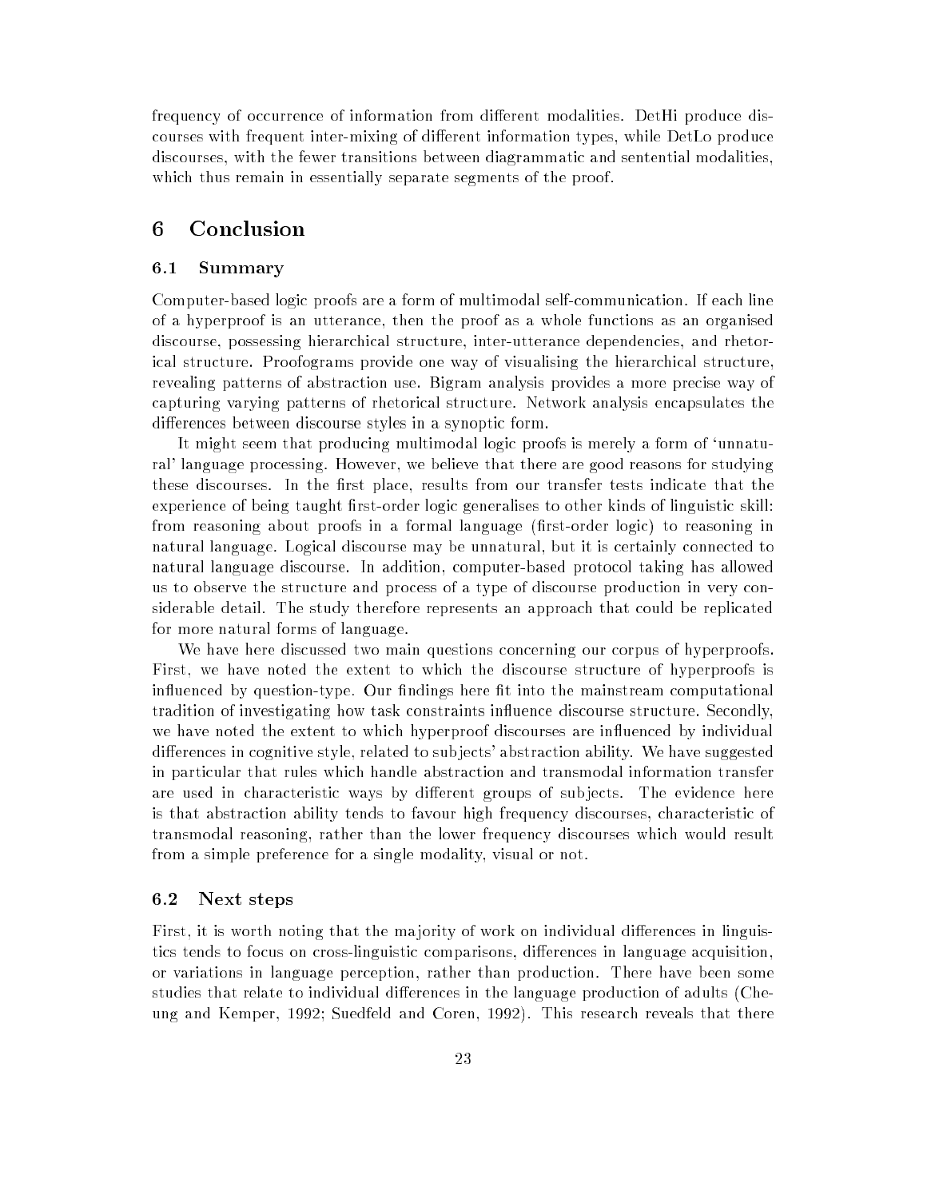frequency of occurrence of information from different modalities. DetHi produce discourses with frequent inter-mixing of different information types, while DetLo produce discourses, with the fewer transitions between diagrammatic and sentential modalities, which thus remain in essentially separate segments of the proof.

# 6 Conclusion

## 6.1 Summary

Computer-based logic proofs are a form of multimodal self-communication. If each line of a hyperproof is an utterance, then the proof as a whole functions as an organised discourse, possessing hierarchical structure, inter-utterance dependencies, and rhetorical structure. Proofograms provide one way of visualising the hierarchical structure, revealing patterns of abstraction use. Bigram analysis provides a more precise way of capturing varying patterns of rhetorical structure. Network analysis encapsulates the differences between discourse styles in a synoptic form.

It might seem that producing multimodal logic proofs is merely a form of 'unnatural' language processing. However, we believe that there are good reasons for studying these discourses. In the first place, results from our transfer tests indicate that the experience of being taught first-order logic generalises to other kinds of linguistic skill: from reasoning about proofs in a formal language (first-order logic) to reasoning in natural language. Logical discourse may be unnatural, but it is certainly connected to natural language discourse. In addition, computer-based protocol taking has allowed us to observe the structure and process of a type of discourse production in very considerable detail. The study therefore represents an approach that could be replicated for more natural forms of language.

We have here discussed two main questions concerning our corpus of hyperproofs. First, we have noted the extent to which the discourse structure of hyperproofs is influenced by question-type. Our findings here fit into the mainstream computational tradition of investigating how task constraints influence discourse structure. Secondly, we have noted the extent to which hyperproof discourses are influenced by individual differences in cognitive style, related to subjects' abstraction ability. We have suggested in particular that rules which handle abstraction and transmodal information transfer are used in characteristic ways by different groups of subjects. The evidence here is that abstraction ability tends to favour high frequency discourses, characteristic of transmodal reasoning, rather than the lower frequency discourses which would result from a simple preference for a single modality, visual or not.

## 6.2 Next steps

First, it is worth noting that the majority of work on individual differences in linguistics tends to focus on cross-linguistic comparisons, differences in language acquisition, or variations in language perception, rather than production. There have been some studies that relate to individual differences in the language production of adults (Cheung and Kemper, 1992; Suedfeld and Coren, 1992). This research reveals that there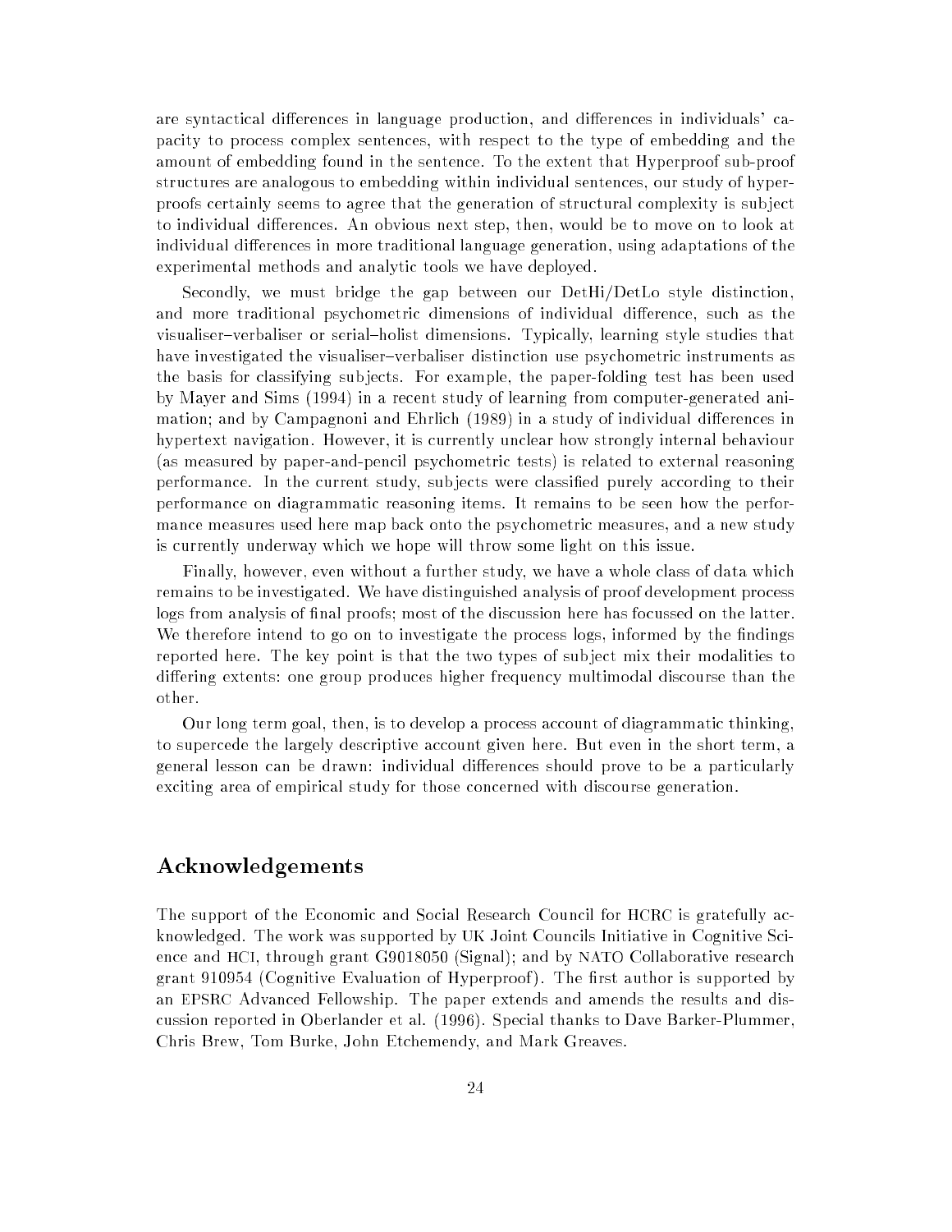are syntactical differences in language production, and differences in individuals' capacity to process complex sentences, with respect to the type of embedding and the amount of embedding found in the sentence. To the extent that Hyperproof sub-proof structures are analogous to embedding within individual sentences, our study of hyperproofs certainly seems to agree that the generation of structural complexity is subject to individual differences. An obvious next step, then, would be to move on to look at individual differences in more traditional language generation, using adaptations of the experimental methods and analytic tools we have deployed.

Secondly, we must bridge the gap between our DetHi/DetLo style distinction, and more traditional psychometric dimensions of individual difference, such as the visualiser–verbaliser or serial–holist dimensions. Typically, learning style studies that have investigated the visualiser–verbaliser distinction use psychometric instruments as the basis for classifying subjects. For example, the paper-folding test has been used by Mayer and Sims (1994) in a recent study of learning from computer-generated animation; and by Campagnoni and Ehrlich (1989) in a study of individual differences in hypertext navigation. However, it is currently unclear how strongly internal behaviour (as measured by paper-and-pencil psychometric tests) is related to external reasoning performance. In the current study, subjects were classified purely according to their performance on diagrammatic reasoning items. It remains to be seen how the performance measures used here map back onto the psychometric measures, and a new study is currently underway which we hope will throw some light on this issue.

Finally, however, even without a further study, we have a whole class of data which remains to be investigated. We have distinguished analysis of proof development process logs from analysis of final proofs; most of the discussion here has focussed on the latter. We therefore intend to go on to investigate the process logs, informed by the findings reported here. The key point is that the two types of subject mix their modalities to differing extents: one group produces higher frequency multimodal discourse than the other.

Our long term goal, then, is to develop a process account of diagrammatic thinking, to supercede the largely descriptive account given here. But even in the short term, a general lesson can be drawn: individual differences should prove to be a particularly exciting area of empirical study for those concerned with discourse generation.

## Acknowledgements

The support of the Economic and Social Research Council for HCRC is gratefully acknowledged. The work was supported by UK Joint Councils Initiative in Cognitive Science and HCI, through grant G9018050 (Signal); and by NATO Collaborative research grant 910954 (Cognitive Evaluation of Hyperproof). The first author is supported by an EPSRC Advanced Fellowship. The paper extends and amends the results and discussion reported in Oberlander et al. (1996). Special thanks to Dave Barker-Plummer, Chris Brew, Tom Burke, John Etchemendy, and Mark Greaves.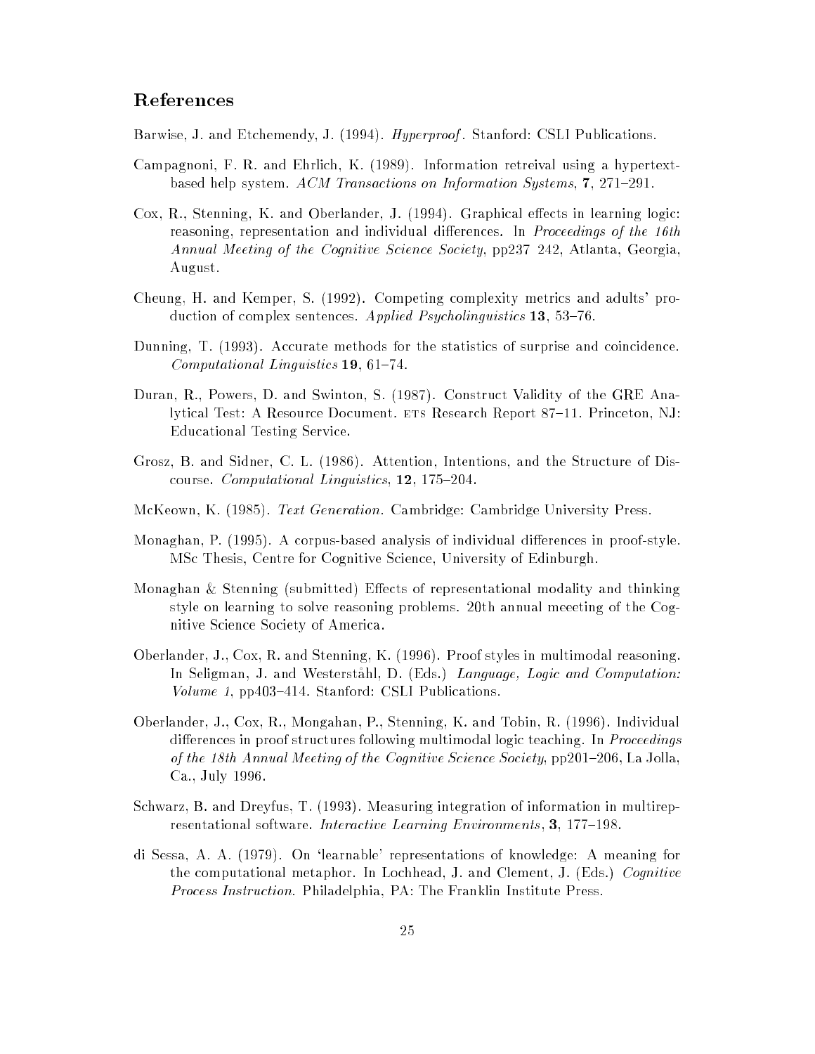## References

Barwise, J. and Etchemendy, J. (1994). *Hyperproof*. Stanford: CSLI Publications.

Campagnoni, F. R. and Ehrlich, K. (1989). Information retreival using a hypertext-based help system. *ACM Transactions on Information Systems*, **7**, 271–291.

Cox, R., Stenning, K. and Oberlander, J. (1994). Graphical effects in learning logic: reasoning, representation and individual differences. In *Proceedings of the 16th Annual Meeting of the Cognitive Science Society*, pp237 242, Atlanta, Georgia, August.

Cheung, H. and Kemper, S. (1992). Competing complexity metrics and adults' production of complex sentences. *Applied Psycholinguistics* **13**, 53–76.

Dunning, T. (1993). Accurate methods for the statistics of surprise and coincidence. *Computational Linguistics* **19**, 61–74.

Duran, R., Powers, D. and Swinton, S. (1987). Construct Validity of the GRE Analytical Test: A Resource Document. ETS Research Report 87–11. Princeton, NJ: Educational Testing Service.

Grosz, B. and Sidner, C. L. (1986). Attention, Intentions, and the Structure of Discourse. *Computational Linguistics*, **12**, 175–204.

McKeown, K. (1985). *Text Generation.* Cambridge: Cambridge University Press.

Monaghan, P. (1995). A corpus-based analysis of individual differences in proof-style. MSc Thesis, Centre for Cognitive Science, University of Edinburgh.

Monaghan & Stenning (submitted) Effects of representational modality and thinking style on learning to solve reasoning problems. 20th annual meeeting of the Cognitive Science Society of America.

Oberlander, J., Cox, R. and Stenning, K. (1996). Proof styles in multimodal reasoning. In Seligman, J. and Westerståhl, D. (Eds.) *Language, Logic and Computation: Volume 1*, pp403–414. Stanford: CSLI Publications.

Oberlander, J., Cox, R., Mongahan, P., Stenning, K. and Tobin, R. (1996). Individual differences in proof structures following multimodal logic teaching. In *Proceedings of the 18th Annual Meeting of the Cognitive Science Society*, pp201–206, La Jolla, Ca., July 1996.

Schwarz, B. and Dreyfus, T. (1993). Measuring integration of information in multirepresentational software. *Interactive Learning Environments*, **3**, 177–198.

di Sessa, A. A. (1979). On 'learnable' representations of knowledge: A meaning for the computational metaphor. In Lochhead, J. and Clement, J. (Eds.) *Cognitive Process Instruction.* Philadelphia, PA: The Franklin Institute Press.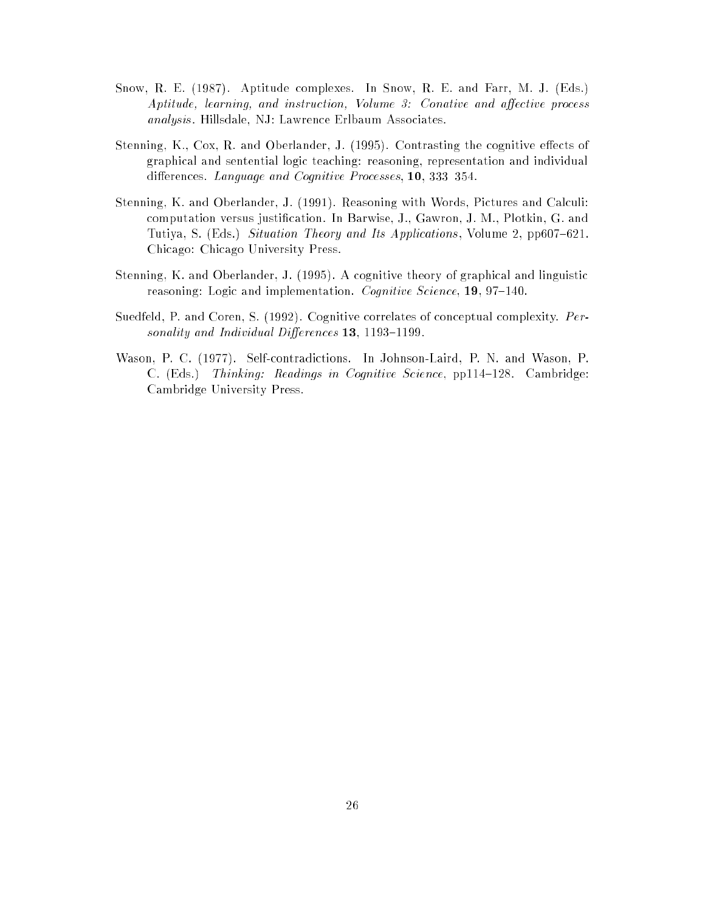Snow, R. E. (1987). Aptitude complexes. In Snow, R. E. and Farr, M. J. (Eds.) *Aptitude, learning, and instruction, Volume 3: Conative and affective process analysis*. Hillsdale, NJ: Lawrence Erlbaum Associates.

Stenning, K., Cox, R. and Oberlander, J. (1995). Contrasting the cognitive effects of graphical and sentential logic teaching: reasoning, representation and individual differences. *Language and Cognitive Processes*, **10**, 333 354.

Stenning, K. and Oberlander, J. (1991). Reasoning with Words, Pictures and Calculi: computation versus justification. In Barwise, J., Gawron, J. M., Plotkin, G. and Tutiya, S. (Eds.) *Situation Theory and Its Applications*, Volume 2, pp607–621. Chicago: Chicago University Press.

Stenning, K. and Oberlander, J. (1995). A cognitive theory of graphical and linguistic reasoning: Logic and implementation. *Cognitive Science*, **19**, 97–140.

Suedfeld, P. and Coren, S. (1992). Cognitive correlates of conceptual complexity. *Personality and Individual Differences* **13**, 1193–1199.

Wason, P. C. (1977). Self-contradictions. In Johnson-Laird, P. N. and Wason, P. C. (Eds.) *Thinking: Readings in Cognitive Science*, pp114–128. Cambridge: Cambridge University Press.